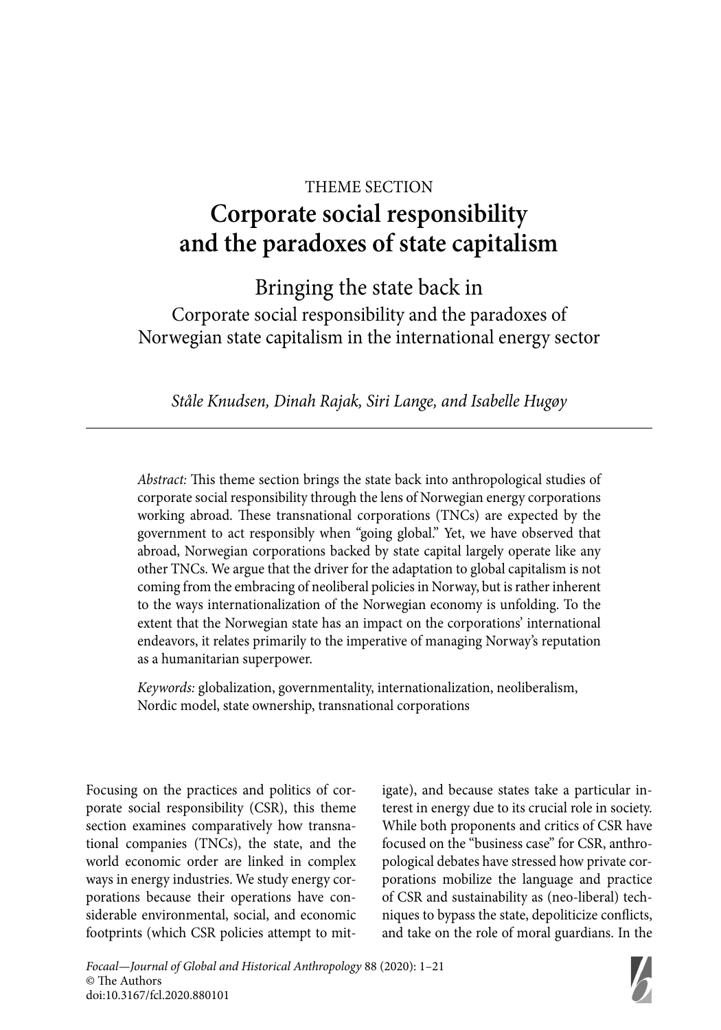THEME SECTION

# Corporate social responsibility and the paradoxes of state capitalism

## Bringing the state back in

### Corporate social responsibility and the paradoxes of Norwegian state capitalism in the international energy sector

*Ståle Knudsen, Dinah Rajak, Siri Lange, and Isabelle Hugøy*

---

*Abstract:* This theme section brings the state back into anthropological studies of corporate social responsibility through the lens of Norwegian energy corporations working abroad. These transnational corporations (TNCs) are expected by the government to act responsibly when "going global." Yet, we have observed that abroad, Norwegian corporations backed by state capital largely operate like any other TNCs. We argue that the driver for the adaptation to global capitalism is not coming from the embracing of neoliberal policies in Norway, but is rather inherent to the ways internationalization of the Norwegian economy is unfolding. To the extent that the Norwegian state has an impact on the corporations' international endeavors, it relates primarily to the imperative of managing Norway's reputation as a humanitarian superpower.

*Keywords:* globalization, governmentality, internationalization, neoliberalism, Nordic model, state ownership, transnational corporations

Focusing on the practices and politics of corporate social responsibility (CSR), this theme section examines comparatively how transnational companies (TNCs), the state, and the world economic order are linked in complex ways in energy industries. We study energy corporations because their operations have considerable environmental, social, and economic footprints (which CSR policies attempt to mitigate), and because states take a particular interest in energy due to its crucial role in society. While both proponents and critics of CSR have focused on the "business case" for CSR, anthropological debates have stressed how private corporations mobilize the language and practice of CSR and sustainability as (neo-liberal) techniques to bypass the state, depoliticize conflicts, and take on the role of moral guardians. In the

*Focaal—Journal of Global and Historical Anthropology* 88 (2020): 1–21
© The Authors
doi:10.3167/fcl.2020.880101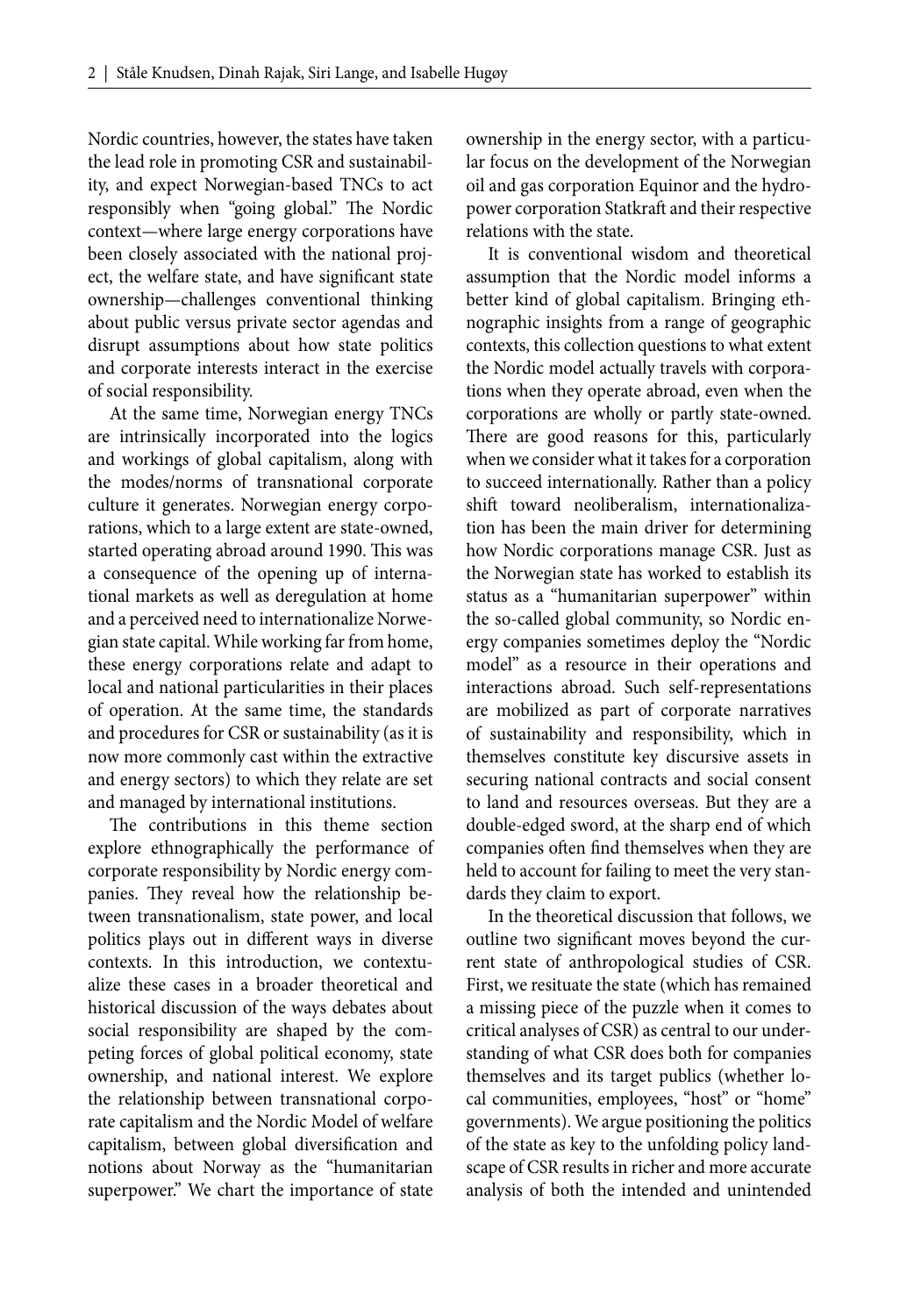Nordic countries, however, the states have taken the lead role in promoting CSR and sustainability, and expect Norwegian-based TNCs to act responsibly when "going global." The Nordic context—where large energy corporations have been closely associated with the national project, the welfare state, and have significant state ownership—challenges conventional thinking about public versus private sector agendas and disrupt assumptions about how state politics and corporate interests interact in the exercise of social responsibility.

At the same time, Norwegian energy TNCs are intrinsically incorporated into the logics and workings of global capitalism, along with the modes/norms of transnational corporate culture it generates. Norwegian energy corporations, which to a large extent are state-owned, started operating abroad around 1990. This was a consequence of the opening up of international markets as well as deregulation at home and a perceived need to internationalize Norwegian state capital. While working far from home, these energy corporations relate and adapt to local and national particularities in their places of operation. At the same time, the standards and procedures for CSR or sustainability (as it is now more commonly cast within the extractive and energy sectors) to which they relate are set and managed by international institutions.

The contributions in this theme section explore ethnographically the performance of corporate responsibility by Nordic energy companies. They reveal how the relationship between transnationalism, state power, and local politics plays out in different ways in diverse contexts. In this introduction, we contextualize these cases in a broader theoretical and historical discussion of the ways debates about social responsibility are shaped by the competing forces of global political economy, state ownership, and national interest. We explore the relationship between transnational corporate capitalism and the Nordic Model of welfare capitalism, between global diversification and notions about Norway as the "humanitarian superpower." We chart the importance of state ownership in the energy sector, with a particular focus on the development of the Norwegian oil and gas corporation Equinor and the hydropower corporation Statkraft and their respective relations with the state.

It is conventional wisdom and theoretical assumption that the Nordic model informs a better kind of global capitalism. Bringing ethnographic insights from a range of geographic contexts, this collection questions to what extent the Nordic model actually travels with corporations when they operate abroad, even when the corporations are wholly or partly state-owned. There are good reasons for this, particularly when we consider what it takes for a corporation to succeed internationally. Rather than a policy shift toward neoliberalism, internationalization has been the main driver for determining how Nordic corporations manage CSR. Just as the Norwegian state has worked to establish its status as a "humanitarian superpower" within the so-called global community, so Nordic energy companies sometimes deploy the "Nordic model" as a resource in their operations and interactions abroad. Such self-representations are mobilized as part of corporate narratives of sustainability and responsibility, which in themselves constitute key discursive assets in securing national contracts and social consent to land and resources overseas. But they are a double-edged sword, at the sharp end of which companies often find themselves when they are held to account for failing to meet the very standards they claim to export.

In the theoretical discussion that follows, we outline two significant moves beyond the current state of anthropological studies of CSR. First, we resituate the state (which has remained a missing piece of the puzzle when it comes to critical analyses of CSR) as central to our understanding of what CSR does both for companies themselves and its target publics (whether local communities, employees, "host" or "home" governments). We argue positioning the politics of the state as key to the unfolding policy landscape of CSR results in richer and more accurate analysis of both the intended and unintended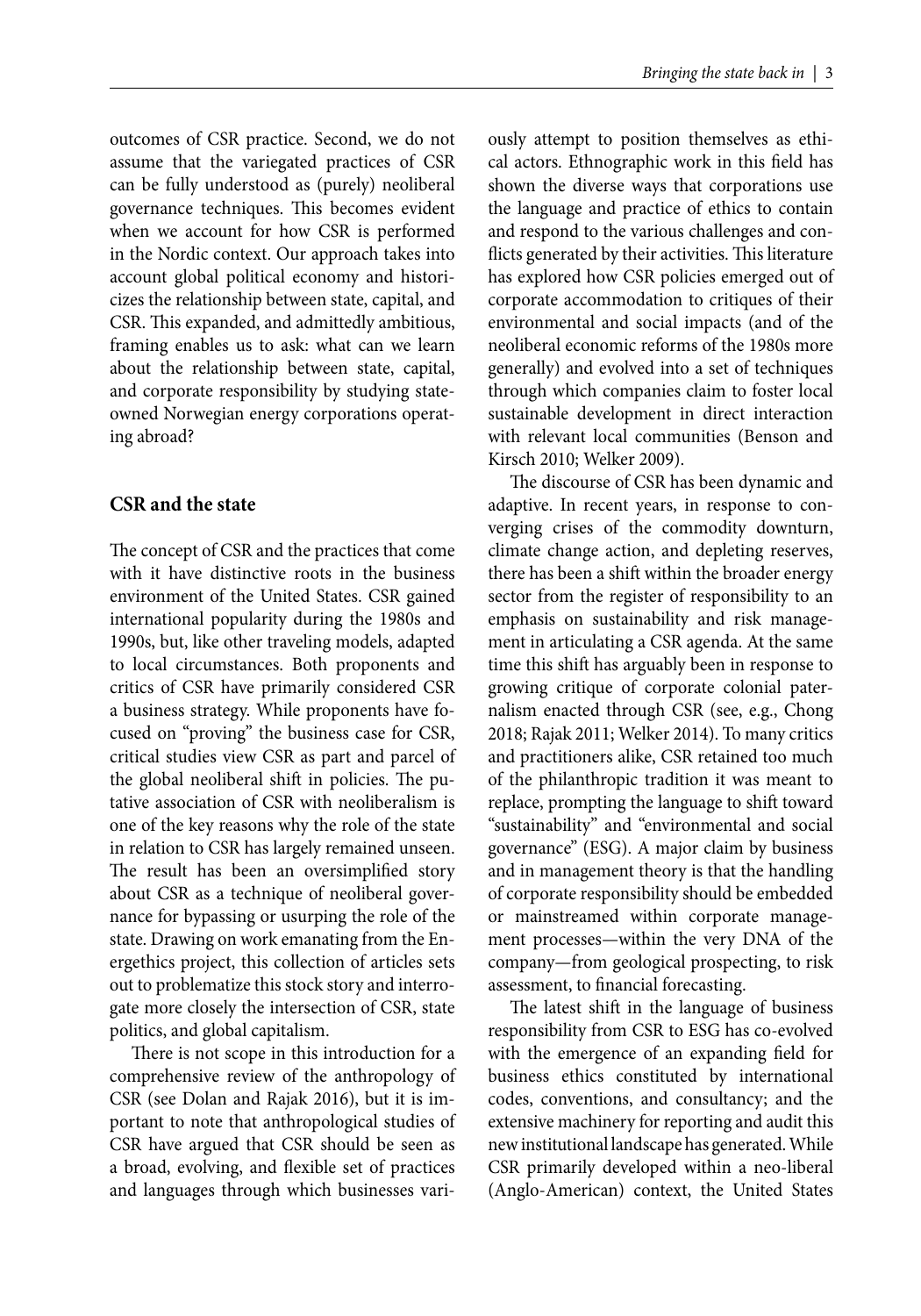outcomes of CSR practice. Second, we do not assume that the variegated practices of CSR can be fully understood as (purely) neoliberal governance techniques. This becomes evident when we account for how CSR is performed in the Nordic context. Our approach takes into account global political economy and historicizes the relationship between state, capital, and CSR. This expanded, and admittedly ambitious, framing enables us to ask: what can we learn about the relationship between state, capital, and corporate responsibility by studying state-owned Norwegian energy corporations operating abroad?

## CSR and the state

The concept of CSR and the practices that come with it have distinctive roots in the business environment of the United States. CSR gained international popularity during the 1980s and 1990s, but, like other traveling models, adapted to local circumstances. Both proponents and critics of CSR have primarily considered CSR a business strategy. While proponents have focused on "proving" the business case for CSR, critical studies view CSR as part and parcel of the global neoliberal shift in policies. The putative association of CSR with neoliberalism is one of the key reasons why the role of the state in relation to CSR has largely remained unseen. The result has been an oversimplified story about CSR as a technique of neoliberal governance for bypassing or usurping the role of the state. Drawing on work emanating from the Energethics project, this collection of articles sets out to problematize this stock story and interrogate more closely the intersection of CSR, state politics, and global capitalism.

There is not scope in this introduction for a comprehensive review of the anthropology of CSR (see Dolan and Rajak 2016), but it is important to note that anthropological studies of CSR have argued that CSR should be seen as a broad, evolving, and flexible set of practices and languages through which businesses variously attempt to position themselves as ethical actors. Ethnographic work in this field has shown the diverse ways that corporations use the language and practice of ethics to contain and respond to the various challenges and conflicts generated by their activities. This literature has explored how CSR policies emerged out of corporate accommodation to critiques of their environmental and social impacts (and of the neoliberal economic reforms of the 1980s more generally) and evolved into a set of techniques through which companies claim to foster local sustainable development in direct interaction with relevant local communities (Benson and Kirsch 2010; Welker 2009).

The discourse of CSR has been dynamic and adaptive. In recent years, in response to converging crises of the commodity downturn, climate change action, and depleting reserves, there has been a shift within the broader energy sector from the register of responsibility to an emphasis on sustainability and risk management in articulating a CSR agenda. At the same time this shift has arguably been in response to growing critique of corporate colonial paternalism enacted through CSR (see, e.g., Chong 2018; Rajak 2011; Welker 2014). To many critics and practitioners alike, CSR retained too much of the philanthropic tradition it was meant to replace, prompting the language to shift toward "sustainability" and "environmental and social governance" (ESG). A major claim by business and in management theory is that the handling of corporate responsibility should be embedded or mainstreamed within corporate management processes—within the very DNA of the company—from geological prospecting, to risk assessment, to financial forecasting.

The latest shift in the language of business responsibility from CSR to ESG has co-evolved with the emergence of an expanding field for business ethics constituted by international codes, conventions, and consultancy; and the extensive machinery for reporting and audit this new institutional landscape has generated. While CSR primarily developed within a neo-liberal (Anglo-American) context, the United States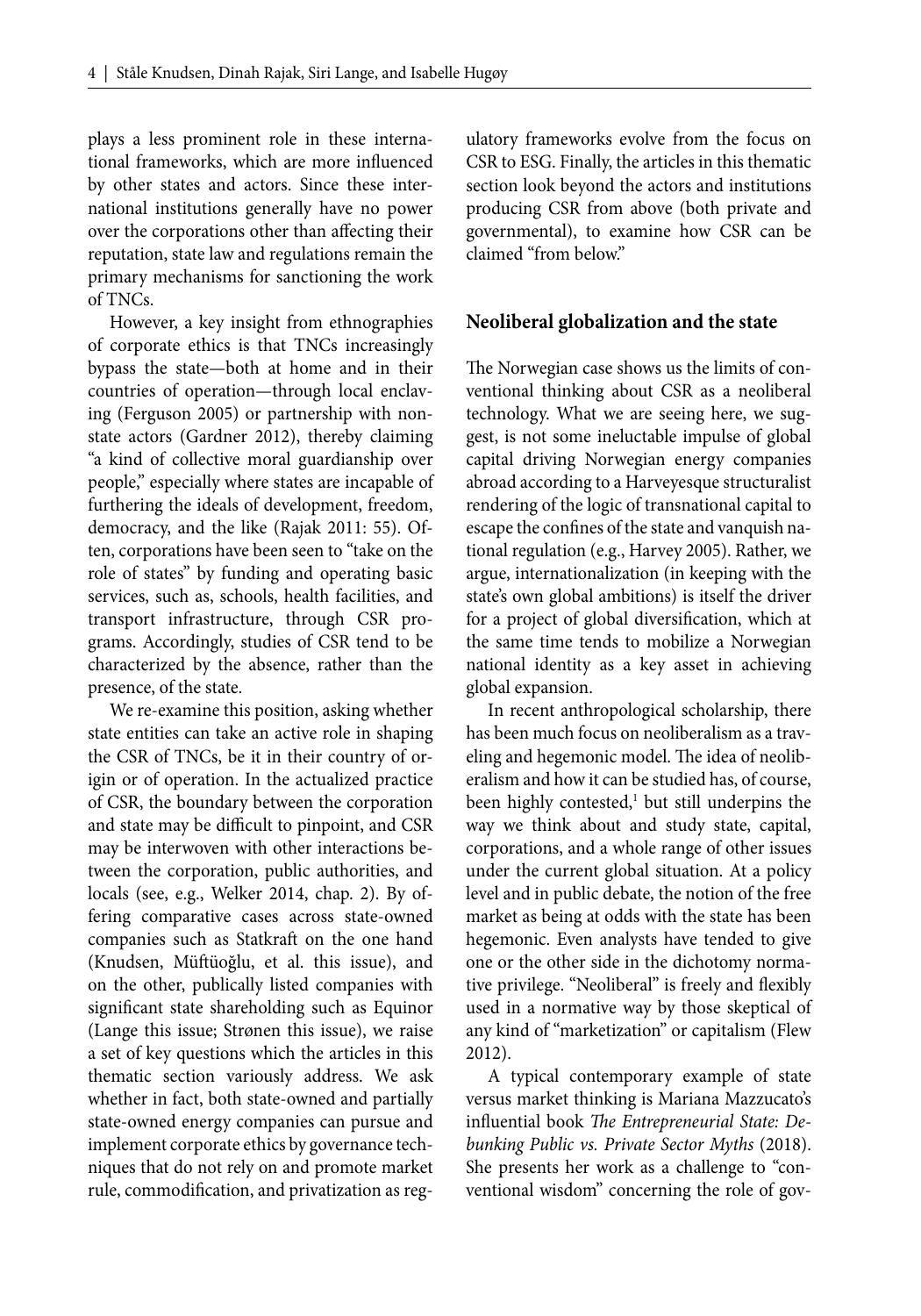plays a less prominent role in these international frameworks, which are more influenced by other states and actors. Since these international institutions generally have no power over the corporations other than affecting their reputation, state law and regulations remain the primary mechanisms for sanctioning the work of TNCs.

However, a key insight from ethnographies of corporate ethics is that TNCs increasingly bypass the state—both at home and in their countries of operation—through local enclaving (Ferguson 2005) or partnership with nonstate actors (Gardner 2012), thereby claiming "a kind of collective moral guardianship over people," especially where states are incapable of furthering the ideals of development, freedom, democracy, and the like (Rajak 2011: 55). Often, corporations have been seen to "take on the role of states" by funding and operating basic services, such as, schools, health facilities, and transport infrastructure, through CSR programs. Accordingly, studies of CSR tend to be characterized by the absence, rather than the presence, of the state.

We re-examine this position, asking whether state entities can take an active role in shaping the CSR of TNCs, be it in their country of origin or of operation. In the actualized practice of CSR, the boundary between the corporation and state may be difficult to pinpoint, and CSR may be interwoven with other interactions between the corporation, public authorities, and locals (see, e.g., Welker 2014, chap. 2). By offering comparative cases across state-owned companies such as Statkraft on the one hand (Knudsen, Müftüoğlu, et al. this issue), and on the other, publically listed companies with significant state shareholding such as Equinor (Lange this issue; Strønen this issue), we raise a set of key questions which the articles in this thematic section variously address. We ask whether in fact, both state-owned and partially state-owned energy companies can pursue and implement corporate ethics by governance techniques that do not rely on and promote market rule, commodification, and privatization as regulatory frameworks evolve from the focus on CSR to ESG. Finally, the articles in this thematic section look beyond the actors and institutions producing CSR from above (both private and governmental), to examine how CSR can be claimed "from below."

## Neoliberal globalization and the state

The Norwegian case shows us the limits of conventional thinking about CSR as a neoliberal technology. What we are seeing here, we suggest, is not some ineluctable impulse of global capital driving Norwegian energy companies abroad according to a Harveyesque structuralist rendering of the logic of transnational capital to escape the confines of the state and vanquish national regulation (e.g., Harvey 2005). Rather, we argue, internationalization (in keeping with the state's own global ambitions) is itself the driver for a project of global diversification, which at the same time tends to mobilize a Norwegian national identity as a key asset in achieving global expansion.

In recent anthropological scholarship, there has been much focus on neoliberalism as a traveling and hegemonic model. The idea of neoliberalism and how it can be studied has, of course, been highly contested,[1] but still underpins the way we think about and study state, capital, corporations, and a whole range of other issues under the current global situation. At a policy level and in public debate, the notion of the free market as being at odds with the state has been hegemonic. Even analysts have tended to give one or the other side in the dichotomy normative privilege. "Neoliberal" is freely and flexibly used in a normative way by those skeptical of any kind of "marketization" or capitalism (Flew 2012).

A typical contemporary example of state versus market thinking is Mariana Mazzucato's influential book *The Entrepreneurial State: Debunking Public vs. Private Sector Myths* (2018). She presents her work as a challenge to "conventional wisdom" concerning the role of gov-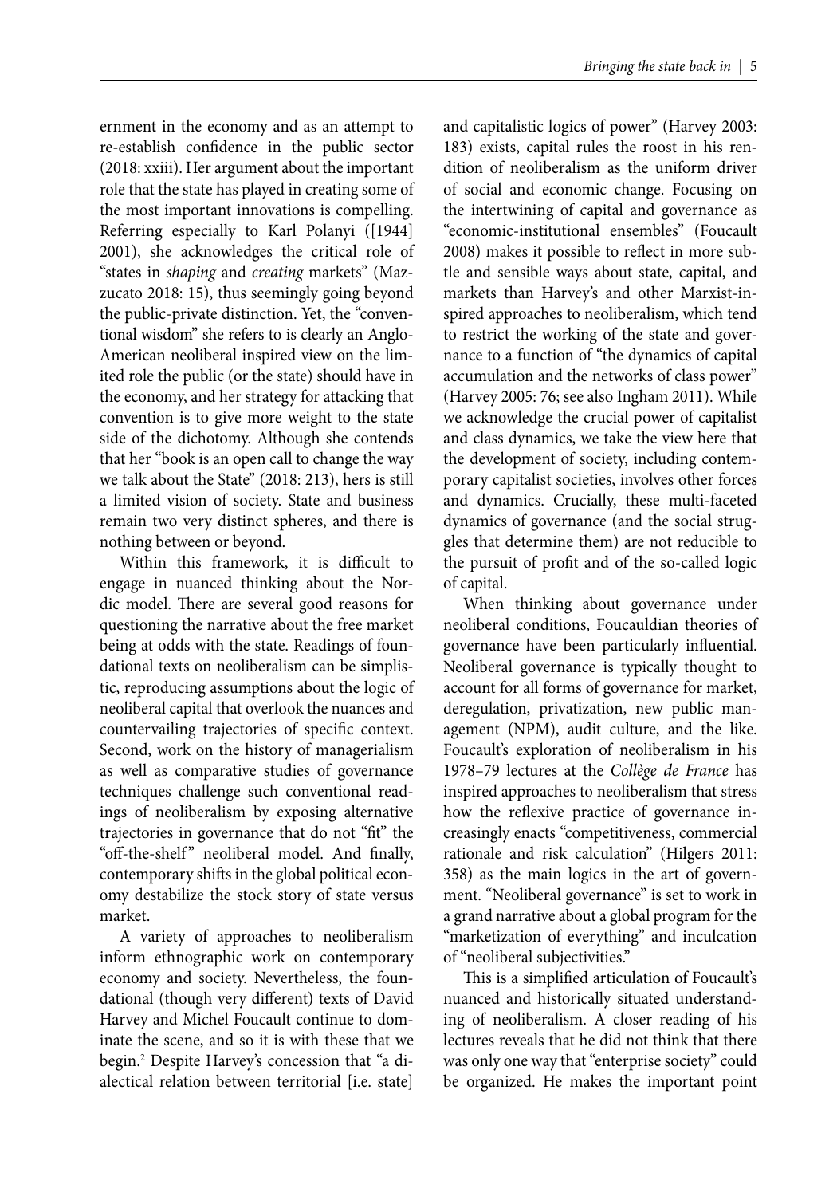ernment in the economy and as an attempt to re-establish confidence in the public sector (2018: xxiii). Her argument about the important role that the state has played in creating some of the most important innovations is compelling. Referring especially to Karl Polanyi ([1944] 2001), she acknowledges the critical role of "states in *shaping* and *creating* markets" (Mazzucato 2018: 15), thus seemingly going beyond the public-private distinction. Yet, the "conventional wisdom" she refers to is clearly an Anglo-American neoliberal inspired view on the limited role the public (or the state) should have in the economy, and her strategy for attacking that convention is to give more weight to the state side of the dichotomy. Although she contends that her "book is an open call to change the way we talk about the State" (2018: 213), hers is still a limited vision of society. State and business remain two very distinct spheres, and there is nothing between or beyond.

Within this framework, it is difficult to engage in nuanced thinking about the Nordic model. There are several good reasons for questioning the narrative about the free market being at odds with the state. Readings of foundational texts on neoliberalism can be simplistic, reproducing assumptions about the logic of neoliberal capital that overlook the nuances and countervailing trajectories of specific context. Second, work on the history of managerialism as well as comparative studies of governance techniques challenge such conventional readings of neoliberalism by exposing alternative trajectories in governance that do not "fit" the "off-the-shelf" neoliberal model. And finally, contemporary shifts in the global political economy destabilize the stock story of state versus market.

A variety of approaches to neoliberalism inform ethnographic work on contemporary economy and society. Nevertheless, the foundational (though very different) texts of David Harvey and Michel Foucault continue to dominate the scene, and so it is with these that we begin.[2] Despite Harvey's concession that "a dialectical relation between territorial [i.e. state] and capitalistic logics of power" (Harvey 2003: 183) exists, capital rules the roost in his rendition of neoliberalism as the uniform driver of social and economic change. Focusing on the intertwining of capital and governance as "economic-institutional ensembles" (Foucault 2008) makes it possible to reflect in more subtle and sensible ways about state, capital, and markets than Harvey's and other Marxist-inspired approaches to neoliberalism, which tend to restrict the working of the state and governance to a function of "the dynamics of capital accumulation and the networks of class power" (Harvey 2005: 76; see also Ingham 2011). While we acknowledge the crucial power of capitalist and class dynamics, we take the view here that the development of society, including contemporary capitalist societies, involves other forces and dynamics. Crucially, these multi-faceted dynamics of governance (and the social struggles that determine them) are not reducible to the pursuit of profit and of the so-called logic of capital.

When thinking about governance under neoliberal conditions, Foucauldian theories of governance have been particularly influential. Neoliberal governance is typically thought to account for all forms of governance for market, deregulation, privatization, new public management (NPM), audit culture, and the like. Foucault's exploration of neoliberalism in his 1978–79 lectures at the *Collège de France* has inspired approaches to neoliberalism that stress how the reflexive practice of governance increasingly enacts "competitiveness, commercial rationale and risk calculation" (Hilgers 2011: 358) as the main logics in the art of government. "Neoliberal governance" is set to work in a grand narrative about a global program for the "marketization of everything" and inculcation of "neoliberal subjectivities."

This is a simplified articulation of Foucault's nuanced and historically situated understanding of neoliberalism. A closer reading of his lectures reveals that he did not think that there was only one way that "enterprise society" could be organized. He makes the important point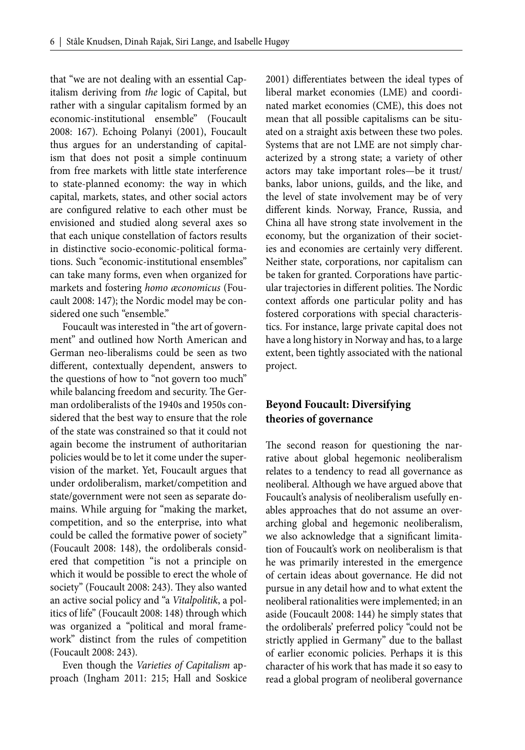that "we are not dealing with an essential Capitalism deriving from *the* logic of Capital, but rather with a singular capitalism formed by an economic-institutional ensemble" (Foucault 2008: 167). Echoing Polanyi (2001), Foucault thus argues for an understanding of capitalism that does not posit a simple continuum from free markets with little state interference to state-planned economy: the way in which capital, markets, states, and other social actors are configured relative to each other must be envisioned and studied along several axes so that each unique constellation of factors results in distinctive socio-economic-political formations. Such "economic-institutional ensembles" can take many forms, even when organized for markets and fostering *homo œconomicus* (Foucault 2008: 147); the Nordic model may be considered one such "ensemble."

Foucault was interested in "the art of government" and outlined how North American and German neo-liberalisms could be seen as two different, contextually dependent, answers to the questions of how to "not govern too much" while balancing freedom and security. The German ordoliberalists of the 1940s and 1950s considered that the best way to ensure that the role of the state was constrained so that it could not again become the instrument of authoritarian policies would be to let it come under the supervision of the market. Yet, Foucault argues that under ordoliberalism, market/competition and state/government were not seen as separate domains. While arguing for "making the market, competition, and so the enterprise, into what could be called the formative power of society" (Foucault 2008: 148), the ordoliberals considered that competition "is not a principle on which it would be possible to erect the whole of society" (Foucault 2008: 243). They also wanted an active social policy and "a *Vitalpolitik*, a politics of life" (Foucault 2008: 148) through which was organized a "political and moral framework" distinct from the rules of competition (Foucault 2008: 243).

Even though the *Varieties of Capitalism* approach (Ingham 2011: 215; Hall and Soskice 2001) differentiates between the ideal types of liberal market economies (LME) and coordinated market economies (CME), this does not mean that all possible capitalisms can be situated on a straight axis between these two poles. Systems that are not LME are not simply characterized by a strong state; a variety of other actors may take important roles—be it trust/banks, labor unions, guilds, and the like, and the level of state involvement may be of very different kinds. Norway, France, Russia, and China all have strong state involvement in the economy, but the organization of their societies and economies are certainly very different. Neither state, corporations, nor capitalism can be taken for granted. Corporations have particular trajectories in different polities. The Nordic context affords one particular polity and has fostered corporations with special characteristics. For instance, large private capital does not have a long history in Norway and has, to a large extent, been tightly associated with the national project.

## Beyond Foucault: Diversifying theories of governance

The second reason for questioning the narrative about global hegemonic neoliberalism relates to a tendency to read all governance as neoliberal. Although we have argued above that Foucault's analysis of neoliberalism usefully enables approaches that do not assume an overarching global and hegemonic neoliberalism, we also acknowledge that a significant limitation of Foucault's work on neoliberalism is that he was primarily interested in the emergence of certain ideas about governance. He did not pursue in any detail how and to what extent the neoliberal rationalities were implemented; in an aside (Foucault 2008: 144) he simply states that the ordoliberals' preferred policy "could not be strictly applied in Germany" due to the ballast of earlier economic policies. Perhaps it is this character of his work that has made it so easy to read a global program of neoliberal governance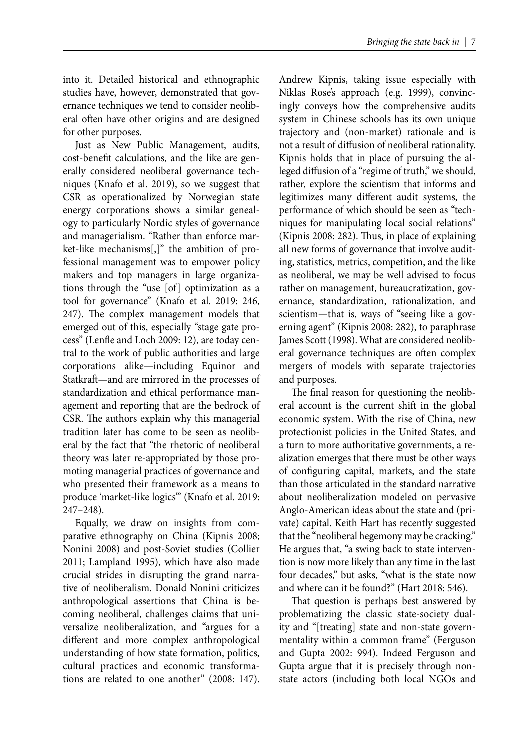into it. Detailed historical and ethnographic studies have, however, demonstrated that governance techniques we tend to consider neoliberal often have other origins and are designed for other purposes.

Just as New Public Management, audits, cost-benefit calculations, and the like are generally considered neoliberal governance techniques (Knafo et al. 2019), so we suggest that CSR as operationalized by Norwegian state energy corporations shows a similar genealogy to particularly Nordic styles of governance and managerialism. "Rather than enforce market-like mechanisms[,]" the ambition of professional management was to empower policy makers and top managers in large organizations through the "use [of] optimization as a tool for governance" (Knafo et al. 2019: 246, 247). The complex management models that emerged out of this, especially "stage gate process" (Lenfle and Loch 2009: 12), are today central to the work of public authorities and large corporations alike—including Equinor and Statkraft—and are mirrored in the processes of standardization and ethical performance management and reporting that are the bedrock of CSR. The authors explain why this managerial tradition later has come to be seen as neoliberal by the fact that "the rhetoric of neoliberal theory was later re-appropriated by those promoting managerial practices of governance and who presented their framework as a means to produce 'market-like logics'" (Knafo et al. 2019: 247–248).

Equally, we draw on insights from comparative ethnography on China (Kipnis 2008; Nonini 2008) and post-Soviet studies (Collier 2011; Lampland 1995), which have also made crucial strides in disrupting the grand narrative of neoliberalism. Donald Nonini criticizes anthropological assertions that China is becoming neoliberal, challenges claims that universalize neoliberalization, and "argues for a different and more complex anthropological understanding of how state formation, politics, cultural practices and economic transformations are related to one another" (2008: 147). Andrew Kipnis, taking issue especially with Niklas Rose's approach (e.g. 1999), convincingly conveys how the comprehensive audits system in Chinese schools has its own unique trajectory and (non-market) rationale and is not a result of diffusion of neoliberal rationality. Kipnis holds that in place of pursuing the alleged diffusion of a "regime of truth," we should, rather, explore the scientism that informs and legitimizes many different audit systems, the performance of which should be seen as "techniques for manipulating local social relations" (Kipnis 2008: 282). Thus, in place of explaining all new forms of governance that involve auditing, statistics, metrics, competition, and the like as neoliberal, we may be well advised to focus rather on management, bureaucratization, governance, standardization, rationalization, and scientism—that is, ways of "seeing like a governing agent" (Kipnis 2008: 282), to paraphrase James Scott (1998). What are considered neoliberal governance techniques are often complex mergers of models with separate trajectories and purposes.

The final reason for questioning the neoliberal account is the current shift in the global economic system. With the rise of China, new protectionist policies in the United States, and a turn to more authoritative governments, a realization emerges that there must be other ways of configuring capital, markets, and the state than those articulated in the standard narrative about neoliberalization modeled on pervasive Anglo-American ideas about the state and (private) capital. Keith Hart has recently suggested that the "neoliberal hegemony may be cracking." He argues that, "a swing back to state intervention is now more likely than any time in the last four decades," but asks, "what is the state now and where can it be found?" (Hart 2018: 546).

That question is perhaps best answered by problematizing the classic state-society duality and "[treating] state and non-state governmentality within a common frame" (Ferguson and Gupta 2002: 994). Indeed Ferguson and Gupta argue that it is precisely through non-state actors (including both local NGOs and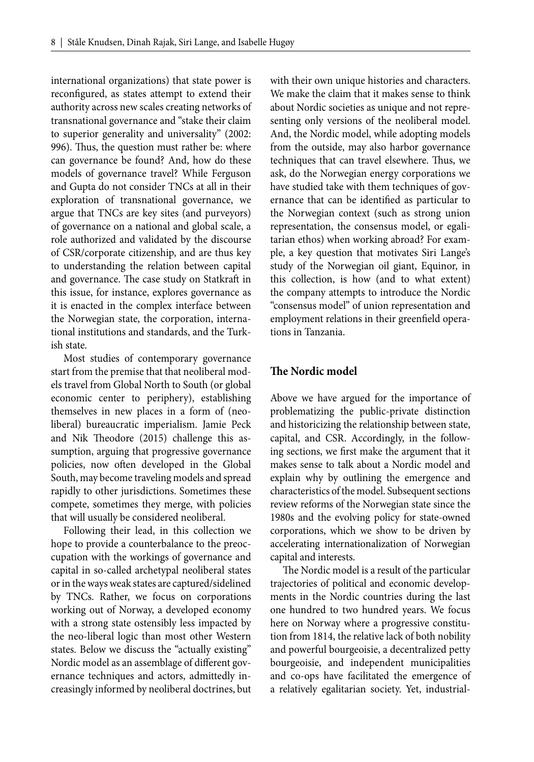international organizations) that state power is reconfigured, as states attempt to extend their authority across new scales creating networks of transnational governance and "stake their claim to superior generality and universality" (2002: 996). Thus, the question must rather be: where can governance be found? And, how do these models of governance travel? While Ferguson and Gupta do not consider TNCs at all in their exploration of transnational governance, we argue that TNCs are key sites (and purveyors) of governance on a national and global scale, a role authorized and validated by the discourse of CSR/corporate citizenship, and are thus key to understanding the relation between capital and governance. The case study on Statkraft in this issue, for instance, explores governance as it is enacted in the complex interface between the Norwegian state, the corporation, international institutions and standards, and the Turkish state.

Most studies of contemporary governance start from the premise that that neoliberal models travel from Global North to South (or global economic center to periphery), establishing themselves in new places in a form of (neoliberal) bureaucratic imperialism. Jamie Peck and Nik Theodore (2015) challenge this assumption, arguing that progressive governance policies, now often developed in the Global South, may become traveling models and spread rapidly to other jurisdictions. Sometimes these compete, sometimes they merge, with policies that will usually be considered neoliberal.

Following their lead, in this collection we hope to provide a counterbalance to the preoccupation with the workings of governance and capital in so-called archetypal neoliberal states or in the ways weak states are captured/sidelined by TNCs. Rather, we focus on corporations working out of Norway, a developed economy with a strong state ostensibly less impacted by the neo-liberal logic than most other Western states. Below we discuss the "actually existing" Nordic model as an assemblage of different governance techniques and actors, admittedly increasingly informed by neoliberal doctrines, but with their own unique histories and characters. We make the claim that it makes sense to think about Nordic societies as unique and not representing only versions of the neoliberal model. And, the Nordic model, while adopting models from the outside, may also harbor governance techniques that can travel elsewhere. Thus, we ask, do the Norwegian energy corporations we have studied take with them techniques of governance that can be identified as particular to the Norwegian context (such as strong union representation, the consensus model, or egalitarian ethos) when working abroad? For example, a key question that motivates Siri Lange's study of the Norwegian oil giant, Equinor, in this collection, is how (and to what extent) the company attempts to introduce the Nordic "consensus model" of union representation and employment relations in their greenfield operations in Tanzania.

## The Nordic model

Above we have argued for the importance of problematizing the public-private distinction and historicizing the relationship between state, capital, and CSR. Accordingly, in the following sections, we first make the argument that it makes sense to talk about a Nordic model and explain why by outlining the emergence and characteristics of the model. Subsequent sections review reforms of the Norwegian state since the 1980s and the evolving policy for state-owned corporations, which we show to be driven by accelerating internationalization of Norwegian capital and interests.

The Nordic model is a result of the particular trajectories of political and economic developments in the Nordic countries during the last one hundred to two hundred years. We focus here on Norway where a progressive constitution from 1814, the relative lack of both nobility and powerful bourgeoisie, a decentralized petty bourgeoisie, and independent municipalities and co-ops have facilitated the emergence of a relatively egalitarian society. Yet, industrial-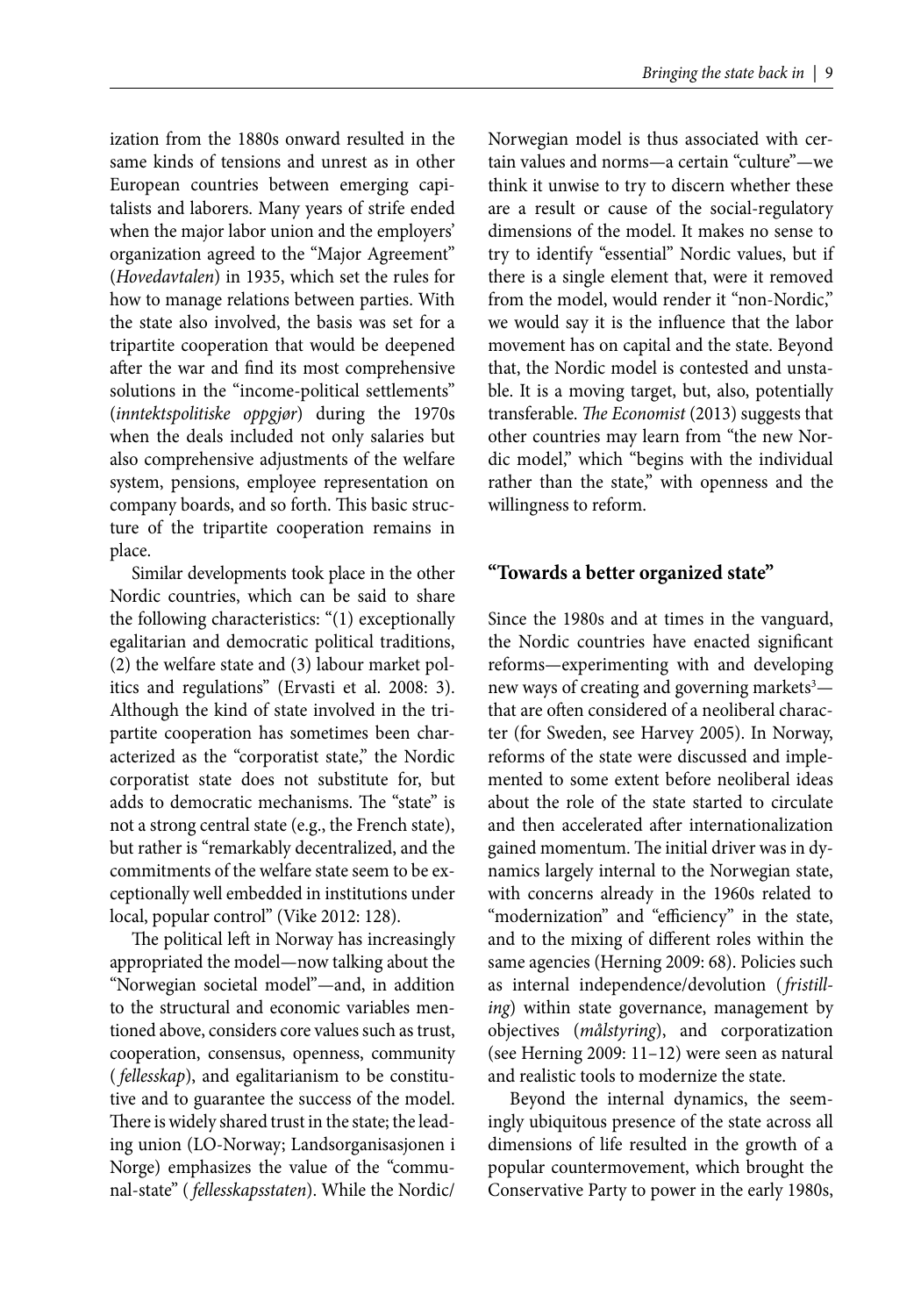ization from the 1880s onward resulted in the same kinds of tensions and unrest as in other European countries between emerging capitalists and laborers. Many years of strife ended when the major labor union and the employers' organization agreed to the "Major Agreement" (*Hovedavtalen*) in 1935, which set the rules for how to manage relations between parties. With the state also involved, the basis was set for a tripartite cooperation that would be deepened after the war and find its most comprehensive solutions in the "income-political settlements" (*inntektspolitiske oppgjør*) during the 1970s when the deals included not only salaries but also comprehensive adjustments of the welfare system, pensions, employee representation on company boards, and so forth. This basic structure of the tripartite cooperation remains in place.

Similar developments took place in the other Nordic countries, which can be said to share the following characteristics: "(1) exceptionally egalitarian and democratic political traditions, (2) the welfare state and (3) labour market politics and regulations" (Ervasti et al. 2008: 3). Although the kind of state involved in the tripartite cooperation has sometimes been characterized as the "corporatist state," the Nordic corporatist state does not substitute for, but adds to democratic mechanisms. The "state" is not a strong central state (e.g., the French state), but rather is "remarkably decentralized, and the commitments of the welfare state seem to be exceptionally well embedded in institutions under local, popular control" (Vike 2012: 128).

The political left in Norway has increasingly appropriated the model—now talking about the "Norwegian societal model"—and, in addition to the structural and economic variables mentioned above, considers core values such as trust, cooperation, consensus, openness, community (*fellesskap*), and egalitarianism to be constitutive and to guarantee the success of the model. There is widely shared trust in the state; the leading union (LO-Norway; Landsorganisasjonen i Norge) emphasizes the value of the "communal-state" (*fellesskapsstaten*). While the Nordic/Norwegian model is thus associated with certain values and norms—a certain "culture"—we think it unwise to try to discern whether these are a result or cause of the social-regulatory dimensions of the model. It makes no sense to try to identify "essential" Nordic values, but if there is a single element that, were it removed from the model, would render it "non-Nordic," we would say it is the influence that the labor movement has on capital and the state. Beyond that, the Nordic model is contested and unstable. It is a moving target, but, also, potentially transferable. *The Economist* (2013) suggests that other countries may learn from "the new Nordic model," which "begins with the individual rather than the state," with openness and the willingness to reform.

## "Towards a better organized state"

Since the 1980s and at times in the vanguard, the Nordic countries have enacted significant reforms—experimenting with and developing new ways of creating and governing markets[3]—that are often considered of a neoliberal character (for Sweden, see Harvey 2005). In Norway, reforms of the state were discussed and implemented to some extent before neoliberal ideas about the role of the state started to circulate and then accelerated after internationalization gained momentum. The initial driver was in dynamics largely internal to the Norwegian state, with concerns already in the 1960s related to "modernization" and "efficiency" in the state, and to the mixing of different roles within the same agencies (Herning 2009: 68). Policies such as internal independence/devolution (*fristilling*) within state governance, management by objectives (*målstyring*), and corporatization (see Herning 2009: 11–12) were seen as natural and realistic tools to modernize the state.

Beyond the internal dynamics, the seemingly ubiquitous presence of the state across all dimensions of life resulted in the growth of a popular countermovement, which brought the Conservative Party to power in the early 1980s,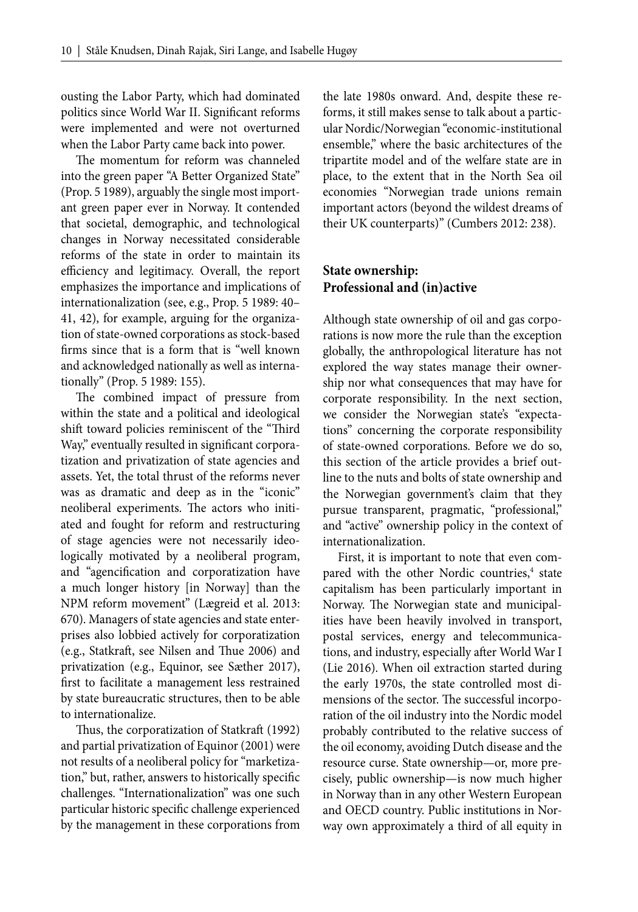ousting the Labor Party, which had dominated politics since World War II. Significant reforms were implemented and were not overturned when the Labor Party came back into power.

The momentum for reform was channeled into the green paper "A Better Organized State" (Prop. 5 1989), arguably the single most important green paper ever in Norway. It contended that societal, demographic, and technological changes in Norway necessitated considerable reforms of the state in order to maintain its efficiency and legitimacy. Overall, the report emphasizes the importance and implications of internationalization (see, e.g., Prop. 5 1989: 40–41, 42), for example, arguing for the organization of state-owned corporations as stock-based firms since that is a form that is "well known and acknowledged nationally as well as internationally" (Prop. 5 1989: 155).

The combined impact of pressure from within the state and a political and ideological shift toward policies reminiscent of the "Third Way," eventually resulted in significant corporatization and privatization of state agencies and assets. Yet, the total thrust of the reforms never was as dramatic and deep as in the "iconic" neoliberal experiments. The actors who initiated and fought for reform and restructuring of stage agencies were not necessarily ideologically motivated by a neoliberal program, and "agencification and corporatization have a much longer history [in Norway] than the NPM reform movement" (Lægreid et al. 2013: 670). Managers of state agencies and state enterprises also lobbied actively for corporatization (e.g., Statkraft, see Nilsen and Thue 2006) and privatization (e.g., Equinor, see Sæther 2017), first to facilitate a management less restrained by state bureaucratic structures, then to be able to internationalize.

Thus, the corporatization of Statkraft (1992) and partial privatization of Equinor (2001) were not results of a neoliberal policy for "marketization," but, rather, answers to historically specific challenges. "Internationalization" was one such particular historic specific challenge experienced by the management in these corporations from the late 1980s onward. And, despite these reforms, it still makes sense to talk about a particular Nordic/Norwegian "economic-institutional ensemble," where the basic architectures of the tripartite model and of the welfare state are in place, to the extent that in the North Sea oil economies "Norwegian trade unions remain important actors (beyond the wildest dreams of their UK counterparts)" (Cumbers 2012: 238).

## State ownership: Professional and (in)active

Although state ownership of oil and gas corporations is now more the rule than the exception globally, the anthropological literature has not explored the way states manage their ownership nor what consequences that may have for corporate responsibility. In the next section, we consider the Norwegian state's "expectations" concerning the corporate responsibility of state-owned corporations. Before we do so, this section of the article provides a brief outline to the nuts and bolts of state ownership and the Norwegian government's claim that they pursue transparent, pragmatic, "professional," and "active" ownership policy in the context of internationalization.

First, it is important to note that even compared with the other Nordic countries,[4] state capitalism has been particularly important in Norway. The Norwegian state and municipalities have been heavily involved in transport, postal services, energy and telecommunications, and industry, especially after World War I (Lie 2016). When oil extraction started during the early 1970s, the state controlled most dimensions of the sector. The successful incorporation of the oil industry into the Nordic model probably contributed to the relative success of the oil economy, avoiding Dutch disease and the resource curse. State ownership—or, more precisely, public ownership—is now much higher in Norway than in any other Western European and OECD country. Public institutions in Norway own approximately a third of all equity in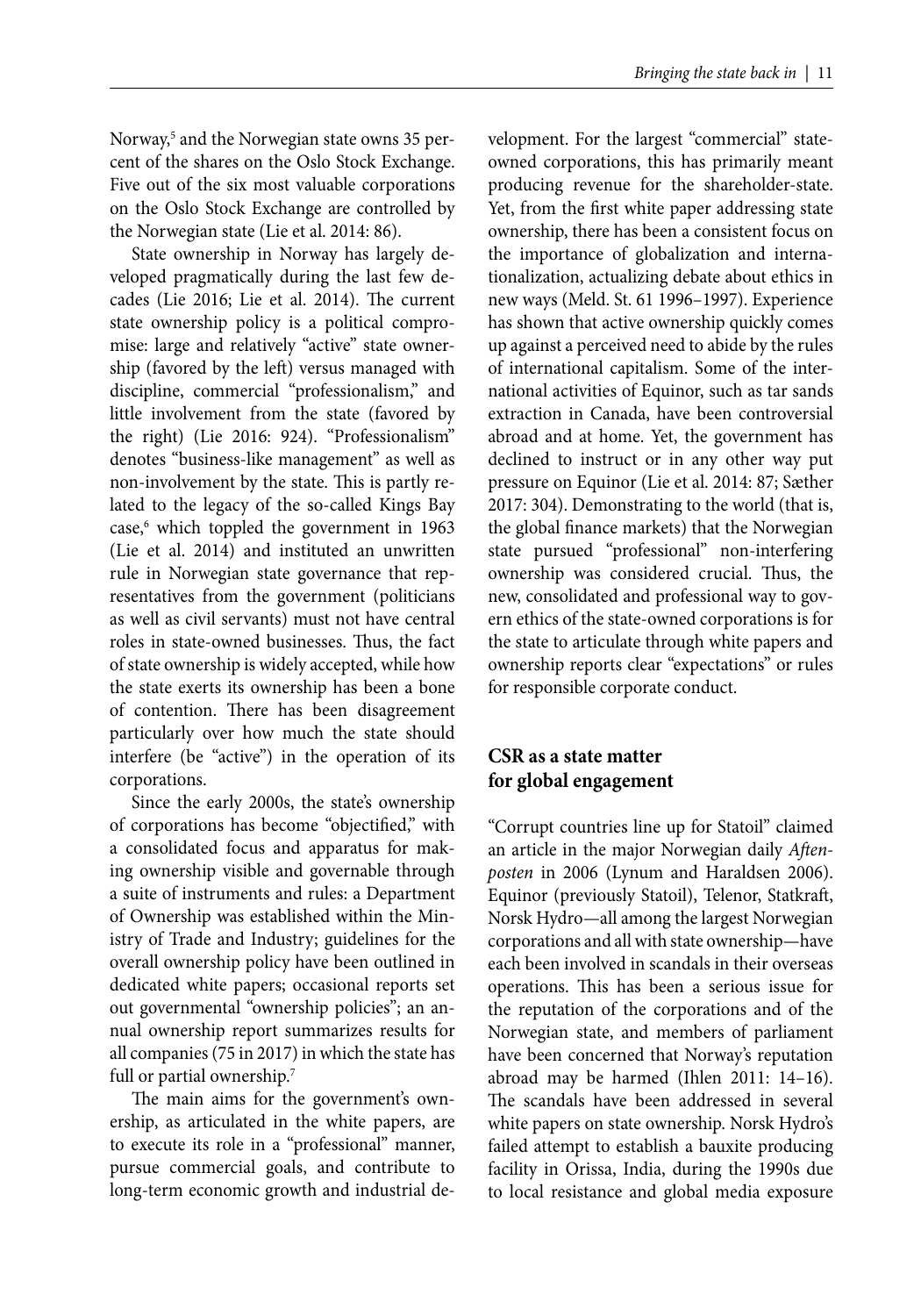Norway,[5] and the Norwegian state owns 35 percent of the shares on the Oslo Stock Exchange. Five out of the six most valuable corporations on the Oslo Stock Exchange are controlled by the Norwegian state (Lie et al. 2014: 86).

State ownership in Norway has largely developed pragmatically during the last few decades (Lie 2016; Lie et al. 2014). The current state ownership policy is a political compromise: large and relatively "active" state ownership (favored by the left) versus managed with discipline, commercial "professionalism," and little involvement from the state (favored by the right) (Lie 2016: 924). "Professionalism" denotes "business-like management" as well as non-involvement by the state. This is partly related to the legacy of the so-called Kings Bay case,[6] which toppled the government in 1963 (Lie et al. 2014) and instituted an unwritten rule in Norwegian state governance that representatives from the government (politicians as well as civil servants) must not have central roles in state-owned businesses. Thus, the fact of state ownership is widely accepted, while how the state exerts its ownership has been a bone of contention. There has been disagreement particularly over how much the state should interfere (be "active") in the operation of its corporations.

Since the early 2000s, the state's ownership of corporations has become "objectified," with a consolidated focus and apparatus for making ownership visible and governable through a suite of instruments and rules: a Department of Ownership was established within the Ministry of Trade and Industry; guidelines for the overall ownership policy have been outlined in dedicated white papers; occasional reports set out governmental "ownership policies"; an annual ownership report summarizes results for all companies (75 in 2017) in which the state has full or partial ownership.[7]

The main aims for the government's ownership, as articulated in the white papers, are to execute its role in a "professional" manner, pursue commercial goals, and contribute to long-term economic growth and industrial development. For the largest "commercial" state-owned corporations, this has primarily meant producing revenue for the shareholder-state. Yet, from the first white paper addressing state ownership, there has been a consistent focus on the importance of globalization and internationalization, actualizing debate about ethics in new ways (Meld. St. 61 1996–1997). Experience has shown that active ownership quickly comes up against a perceived need to abide by the rules of international capitalism. Some of the international activities of Equinor, such as tar sands extraction in Canada, have been controversial abroad and at home. Yet, the government has declined to instruct or in any other way put pressure on Equinor (Lie et al. 2014: 87; Sæther 2017: 304). Demonstrating to the world (that is, the global finance markets) that the Norwegian state pursued "professional" non-interfering ownership was considered crucial. Thus, the new, consolidated and professional way to govern ethics of the state-owned corporations is for the state to articulate through white papers and ownership reports clear "expectations" or rules for responsible corporate conduct.

## CSR as a state matter for global engagement

"Corrupt countries line up for Statoil" claimed an article in the major Norwegian daily *Aftenposten* in 2006 (Lynum and Haraldsen 2006). Equinor (previously Statoil), Telenor, Statkraft, Norsk Hydro—all among the largest Norwegian corporations and all with state ownership—have each been involved in scandals in their overseas operations. This has been a serious issue for the reputation of the corporations and of the Norwegian state, and members of parliament have been concerned that Norway's reputation abroad may be harmed (Ihlen 2011: 14–16). The scandals have been addressed in several white papers on state ownership. Norsk Hydro's failed attempt to establish a bauxite producing facility in Orissa, India, during the 1990s due to local resistance and global media exposure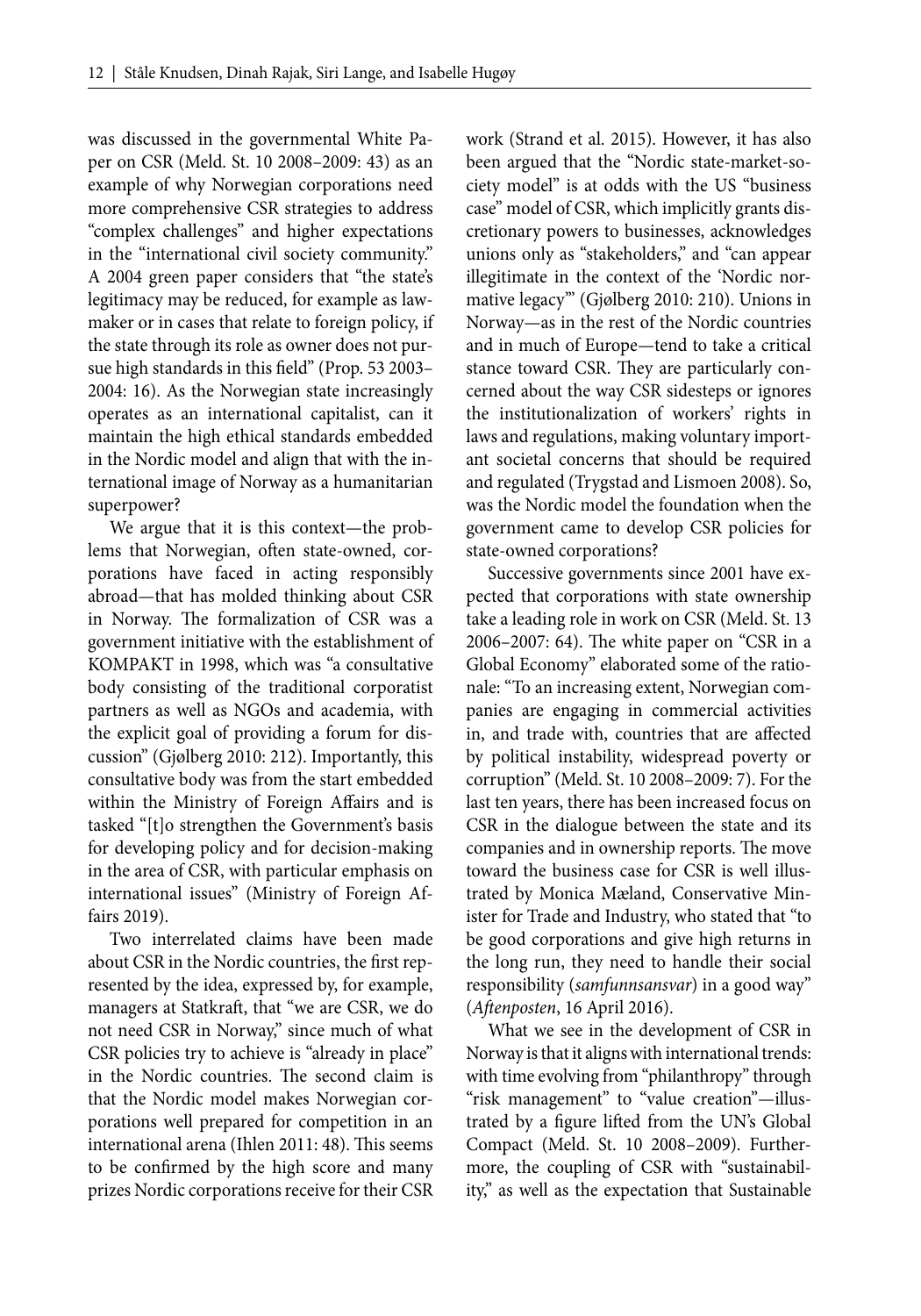was discussed in the governmental White Paper on CSR (Meld. St. 10 2008–2009: 43) as an example of why Norwegian corporations need more comprehensive CSR strategies to address "complex challenges" and higher expectations in the "international civil society community." A 2004 green paper considers that "the state's legitimacy may be reduced, for example as lawmaker or in cases that relate to foreign policy, if the state through its role as owner does not pursue high standards in this field" (Prop. 53 2003–2004: 16). As the Norwegian state increasingly operates as an international capitalist, can it maintain the high ethical standards embedded in the Nordic model and align that with the international image of Norway as a humanitarian superpower?

We argue that it is this context—the problems that Norwegian, often state-owned, corporations have faced in acting responsibly abroad—that has molded thinking about CSR in Norway. The formalization of CSR was a government initiative with the establishment of KOMPAKT in 1998, which was "a consultative body consisting of the traditional corporatist partners as well as NGOs and academia, with the explicit goal of providing a forum for discussion" (Gjølberg 2010: 212). Importantly, this consultative body was from the start embedded within the Ministry of Foreign Affairs and is tasked "[t]o strengthen the Government's basis for developing policy and for decision-making in the area of CSR, with particular emphasis on international issues" (Ministry of Foreign Affairs 2019).

Two interrelated claims have been made about CSR in the Nordic countries, the first represented by the idea, expressed by, for example, managers at Statkraft, that "we are CSR, we do not need CSR in Norway," since much of what CSR policies try to achieve is "already in place" in the Nordic countries. The second claim is that the Nordic model makes Norwegian corporations well prepared for competition in an international arena (Ihlen 2011: 48). This seems to be confirmed by the high score and many prizes Nordic corporations receive for their CSR work (Strand et al. 2015). However, it has also been argued that the "Nordic state-market-society model" is at odds with the US "business case" model of CSR, which implicitly grants discretionary powers to businesses, acknowledges unions only as "stakeholders," and "can appear illegitimate in the context of the 'Nordic normative legacy'" (Gjølberg 2010: 210). Unions in Norway—as in the rest of the Nordic countries and in much of Europe—tend to take a critical stance toward CSR. They are particularly concerned about the way CSR sidesteps or ignores the institutionalization of workers' rights in laws and regulations, making voluntary important societal concerns that should be required and regulated (Trygstad and Lismoen 2008). So, was the Nordic model the foundation when the government came to develop CSR policies for state-owned corporations?

Successive governments since 2001 have expected that corporations with state ownership take a leading role in work on CSR (Meld. St. 13 2006–2007: 64). The white paper on "CSR in a Global Economy" elaborated some of the rationale: "To an increasing extent, Norwegian companies are engaging in commercial activities in, and trade with, countries that are affected by political instability, widespread poverty or corruption" (Meld. St. 10 2008–2009: 7). For the last ten years, there has been increased focus on CSR in the dialogue between the state and its companies and in ownership reports. The move toward the business case for CSR is well illustrated by Monica Mæland, Conservative Minister for Trade and Industry, who stated that "to be good corporations and give high returns in the long run, they need to handle their social responsibility (*samfunnsansvar*) in a good way" (*Aftenposten*, 16 April 2016).

What we see in the development of CSR in Norway is that it aligns with international trends: with time evolving from "philanthropy" through "risk management" to "value creation"—illustrated by a figure lifted from the UN's Global Compact (Meld. St. 10 2008–2009). Furthermore, the coupling of CSR with "sustainability," as well as the expectation that Sustainable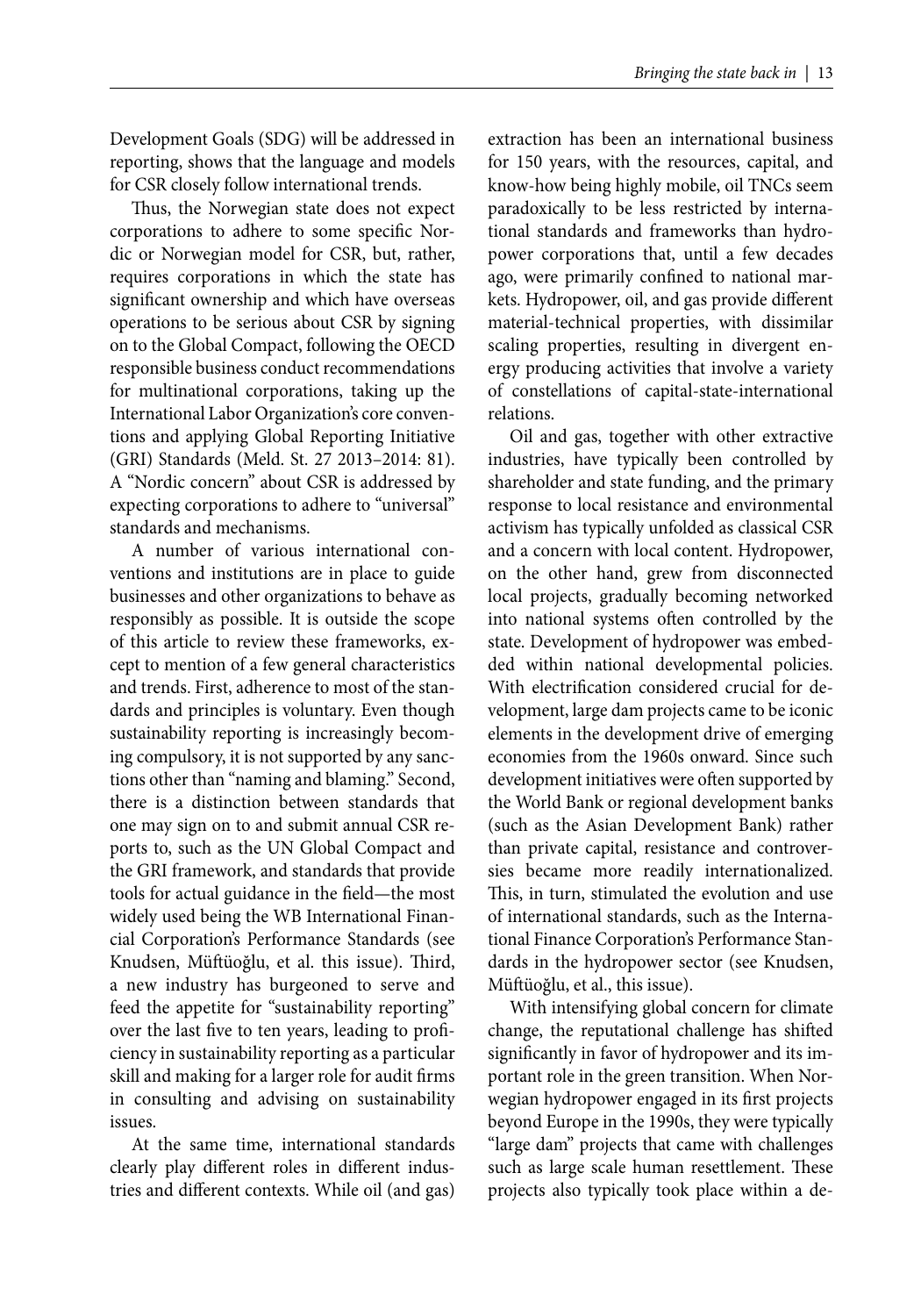Development Goals (SDG) will be addressed in reporting, shows that the language and models for CSR closely follow international trends.

Thus, the Norwegian state does not expect corporations to adhere to some specific Nordic or Norwegian model for CSR, but, rather, requires corporations in which the state has significant ownership and which have overseas operations to be serious about CSR by signing on to the Global Compact, following the OECD responsible business conduct recommendations for multinational corporations, taking up the International Labor Organization's core conventions and applying Global Reporting Initiative (GRI) Standards (Meld. St. 27 2013–2014: 81). A "Nordic concern" about CSR is addressed by expecting corporations to adhere to "universal" standards and mechanisms.

A number of various international conventions and institutions are in place to guide businesses and other organizations to behave as responsibly as possible. It is outside the scope of this article to review these frameworks, except to mention of a few general characteristics and trends. First, adherence to most of the standards and principles is voluntary. Even though sustainability reporting is increasingly becoming compulsory, it is not supported by any sanctions other than "naming and blaming." Second, there is a distinction between standards that one may sign on to and submit annual CSR reports to, such as the UN Global Compact and the GRI framework, and standards that provide tools for actual guidance in the field—the most widely used being the WB International Financial Corporation's Performance Standards (see Knudsen, Müftüoğlu, et al. this issue). Third, a new industry has burgeoned to serve and feed the appetite for "sustainability reporting" over the last five to ten years, leading to proficiency in sustainability reporting as a particular skill and making for a larger role for audit firms in consulting and advising on sustainability issues.

At the same time, international standards clearly play different roles in different industries and different contexts. While oil (and gas) extraction has been an international business for 150 years, with the resources, capital, and know-how being highly mobile, oil TNCs seem paradoxically to be less restricted by international standards and frameworks than hydropower corporations that, until a few decades ago, were primarily confined to national markets. Hydropower, oil, and gas provide different material-technical properties, with dissimilar scaling properties, resulting in divergent energy producing activities that involve a variety of constellations of capital-state-international relations.

Oil and gas, together with other extractive industries, have typically been controlled by shareholder and state funding, and the primary response to local resistance and environmental activism has typically unfolded as classical CSR and a concern with local content. Hydropower, on the other hand, grew from disconnected local projects, gradually becoming networked into national systems often controlled by the state. Development of hydropower was embedded within national developmental policies. With electrification considered crucial for development, large dam projects came to be iconic elements in the development drive of emerging economies from the 1960s onward. Since such development initiatives were often supported by the World Bank or regional development banks (such as the Asian Development Bank) rather than private capital, resistance and controversies became more readily internationalized. This, in turn, stimulated the evolution and use of international standards, such as the International Finance Corporation's Performance Standards in the hydropower sector (see Knudsen, Müftüoğlu, et al., this issue).

With intensifying global concern for climate change, the reputational challenge has shifted significantly in favor of hydropower and its important role in the green transition. When Norwegian hydropower engaged in its first projects beyond Europe in the 1990s, they were typically "large dam" projects that came with challenges such as large scale human resettlement. These projects also typically took place within a de-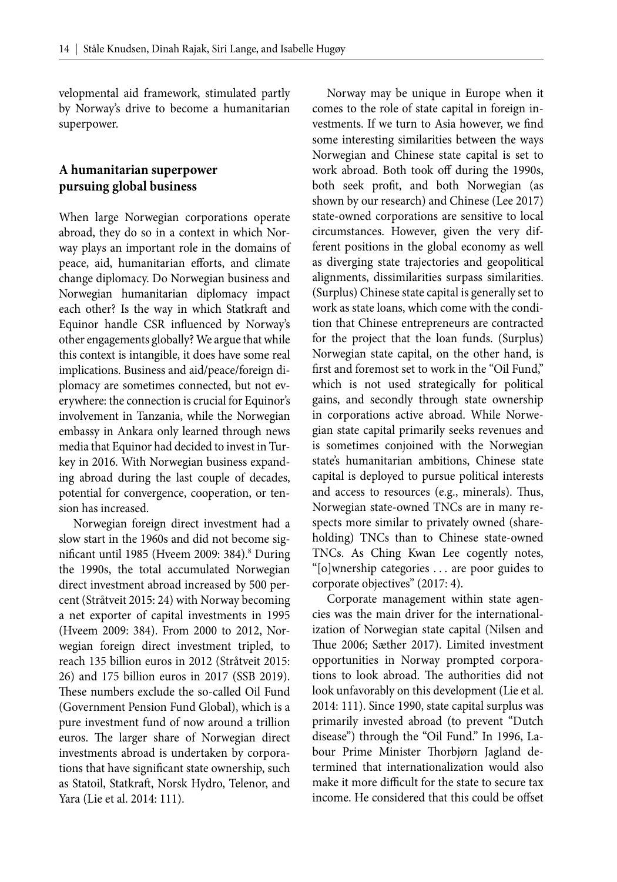velopmental aid framework, stimulated partly by Norway's drive to become a humanitarian superpower.

## A humanitarian superpower pursuing global business

When large Norwegian corporations operate abroad, they do so in a context in which Norway plays an important role in the domains of peace, aid, humanitarian efforts, and climate change diplomacy. Do Norwegian business and Norwegian humanitarian diplomacy impact each other? Is the way in which Statkraft and Equinor handle CSR influenced by Norway's other engagements globally? We argue that while this context is intangible, it does have some real implications. Business and aid/peace/foreign diplomacy are sometimes connected, but not everywhere: the connection is crucial for Equinor's involvement in Tanzania, while the Norwegian embassy in Ankara only learned through news media that Equinor had decided to invest in Turkey in 2016. With Norwegian business expanding abroad during the last couple of decades, potential for convergence, cooperation, or tension has increased.

Norwegian foreign direct investment had a slow start in the 1960s and did not become significant until 1985 (Hveem 2009: 384).[8] During the 1990s, the total accumulated Norwegian direct investment abroad increased by 500 percent (Stråtveit 2015: 24) with Norway becoming a net exporter of capital investments in 1995 (Hveem 2009: 384). From 2000 to 2012, Norwegian foreign direct investment tripled, to reach 135 billion euros in 2012 (Stråtveit 2015: 26) and 175 billion euros in 2017 (SSB 2019). These numbers exclude the so-called Oil Fund (Government Pension Fund Global), which is a pure investment fund of now around a trillion euros. The larger share of Norwegian direct investments abroad is undertaken by corporations that have significant state ownership, such as Statoil, Statkraft, Norsk Hydro, Telenor, and Yara (Lie et al. 2014: 111).

Norway may be unique in Europe when it comes to the role of state capital in foreign investments. If we turn to Asia however, we find some interesting similarities between the ways Norwegian and Chinese state capital is set to work abroad. Both took off during the 1990s, both seek profit, and both Norwegian (as shown by our research) and Chinese (Lee 2017) state-owned corporations are sensitive to local circumstances. However, given the very different positions in the global economy as well as diverging state trajectories and geopolitical alignments, dissimilarities surpass similarities. (Surplus) Chinese state capital is generally set to work as state loans, which come with the condition that Chinese entrepreneurs are contracted for the project that the loan funds. (Surplus) Norwegian state capital, on the other hand, is first and foremost set to work in the "Oil Fund," which is not used strategically for political gains, and secondly through state ownership in corporations active abroad. While Norwegian state capital primarily seeks revenues and is sometimes conjoined with the Norwegian state's humanitarian ambitions, Chinese state capital is deployed to pursue political interests and access to resources (e.g., minerals). Thus, Norwegian state-owned TNCs are in many respects more similar to privately owned (shareholding) TNCs than to Chinese state-owned TNCs. As Ching Kwan Lee cogently notes, "[o]wnership categories . . . are poor guides to corporate objectives" (2017: 4).

Corporate management within state agencies was the main driver for the internationalization of Norwegian state capital (Nilsen and Thue 2006; Sæther 2017). Limited investment opportunities in Norway prompted corporations to look abroad. The authorities did not look unfavorably on this development (Lie et al. 2014: 111). Since 1990, state capital surplus was primarily invested abroad (to prevent "Dutch disease") through the "Oil Fund." In 1996, Labour Prime Minister Thorbjørn Jagland determined that internationalization would also make it more difficult for the state to secure tax income. He considered that this could be offset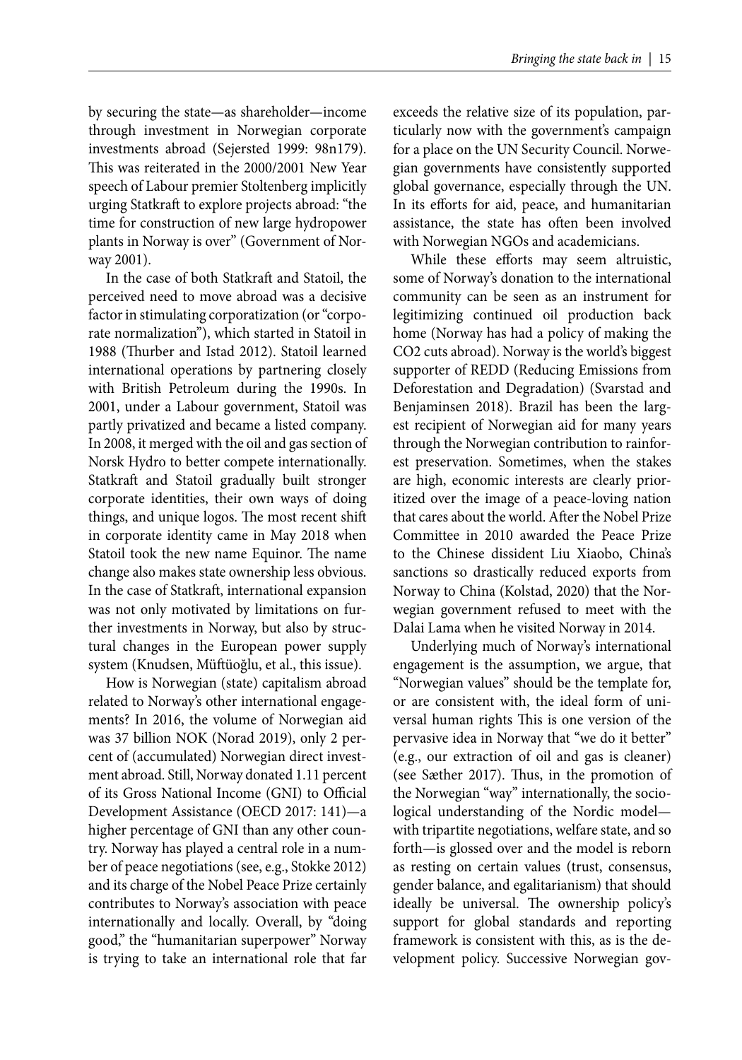by securing the state—as shareholder—income through investment in Norwegian corporate investments abroad (Sejersted 1999: 98n179). This was reiterated in the 2000/2001 New Year speech of Labour premier Stoltenberg implicitly urging Statkraft to explore projects abroad: "the time for construction of new large hydropower plants in Norway is over" (Government of Norway 2001).

In the case of both Statkraft and Statoil, the perceived need to move abroad was a decisive factor in stimulating corporatization (or "corporate normalization"), which started in Statoil in 1988 (Thurber and Istad 2012). Statoil learned international operations by partnering closely with British Petroleum during the 1990s. In 2001, under a Labour government, Statoil was partly privatized and became a listed company. In 2008, it merged with the oil and gas section of Norsk Hydro to better compete internationally. Statkraft and Statoil gradually built stronger corporate identities, their own ways of doing things, and unique logos. The most recent shift in corporate identity came in May 2018 when Statoil took the new name Equinor. The name change also makes state ownership less obvious. In the case of Statkraft, international expansion was not only motivated by limitations on further investments in Norway, but also by structural changes in the European power supply system (Knudsen, Müftüoğlu, et al., this issue).

How is Norwegian (state) capitalism abroad related to Norway's other international engagements? In 2016, the volume of Norwegian aid was 37 billion NOK (Norad 2019), only 2 percent of (accumulated) Norwegian direct investment abroad. Still, Norway donated 1.11 percent of its Gross National Income (GNI) to Official Development Assistance (OECD 2017: 141)—a higher percentage of GNI than any other country. Norway has played a central role in a number of peace negotiations (see, e.g., Stokke 2012) and its charge of the Nobel Peace Prize certainly contributes to Norway's association with peace internationally and locally. Overall, by "doing good," the "humanitarian superpower" Norway is trying to take an international role that far exceeds the relative size of its population, particularly now with the government's campaign for a place on the UN Security Council. Norwegian governments have consistently supported global governance, especially through the UN. In its efforts for aid, peace, and humanitarian assistance, the state has often been involved with Norwegian NGOs and academicians.

While these efforts may seem altruistic, some of Norway's donation to the international community can be seen as an instrument for legitimizing continued oil production back home (Norway has had a policy of making the $CO_2$ cuts abroad). Norway is the world's biggest supporter of REDD (Reducing Emissions from Deforestation and Degradation) (Svarstad and Benjaminsen 2018). Brazil has been the largest recipient of Norwegian aid for many years through the Norwegian contribution to rainforest preservation. Sometimes, when the stakes are high, economic interests are clearly prioritized over the image of a peace-loving nation that cares about the world. After the Nobel Prize Committee in 2010 awarded the Peace Prize to the Chinese dissident Liu Xiaobo, China's sanctions so drastically reduced exports from Norway to China (Kolstad, 2020) that the Norwegian government refused to meet with the Dalai Lama when he visited Norway in 2014.

Underlying much of Norway's international engagement is the assumption, we argue, that "Norwegian values" should be the template for, or are consistent with, the ideal form of universal human rights This is one version of the pervasive idea in Norway that "we do it better" (e.g., our extraction of oil and gas is cleaner) (see Sæther 2017). Thus, in the promotion of the Norwegian "way" internationally, the sociological understanding of the Nordic model—with tripartite negotiations, welfare state, and so forth—is glossed over and the model is reborn as resting on certain values (trust, consensus, gender balance, and egalitarianism) that should ideally be universal. The ownership policy's support for global standards and reporting framework is consistent with this, as is the development policy. Successive Norwegian gov-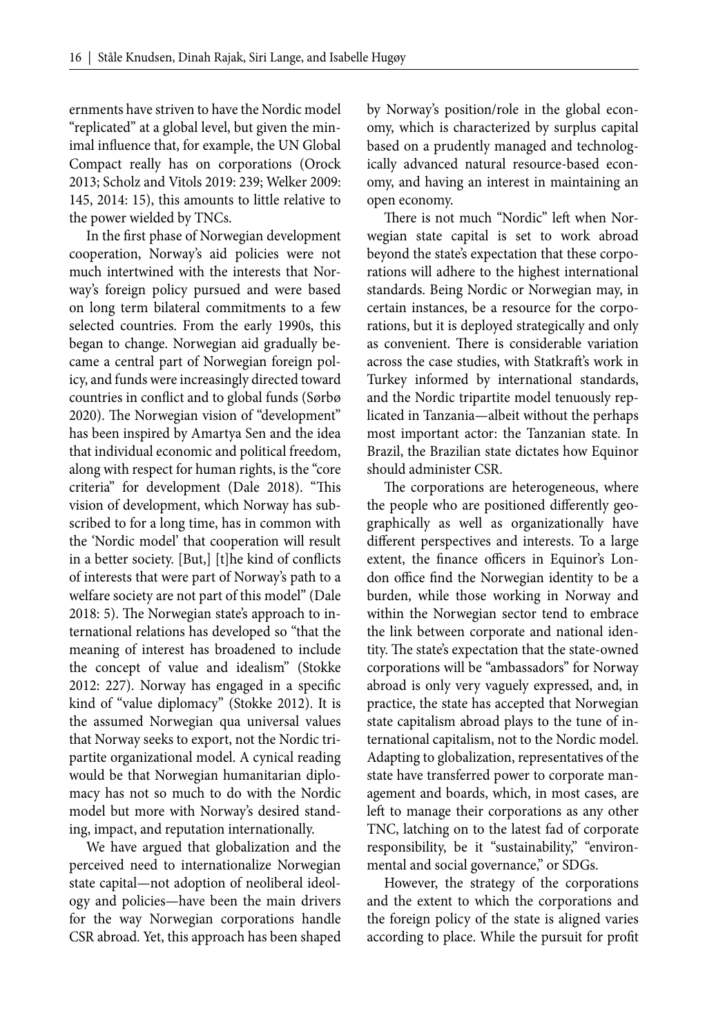ernments have striven to have the Nordic model "replicated" at a global level, but given the minimal influence that, for example, the UN Global Compact really has on corporations (Orock 2013; Scholz and Vitols 2019: 239; Welker 2009: 145, 2014: 15), this amounts to little relative to the power wielded by TNCs.

In the first phase of Norwegian development cooperation, Norway's aid policies were not much intertwined with the interests that Norway's foreign policy pursued and were based on long term bilateral commitments to a few selected countries. From the early 1990s, this began to change. Norwegian aid gradually became a central part of Norwegian foreign policy, and funds were increasingly directed toward countries in conflict and to global funds (Sørbø 2020). The Norwegian vision of "development" has been inspired by Amartya Sen and the idea that individual economic and political freedom, along with respect for human rights, is the "core criteria" for development (Dale 2018). "This vision of development, which Norway has subscribed to for a long time, has in common with the 'Nordic model' that cooperation will result in a better society. [But,] [t]he kind of conflicts of interests that were part of Norway's path to a welfare society are not part of this model" (Dale 2018: 5). The Norwegian state's approach to international relations has developed so "that the meaning of interest has broadened to include the concept of value and idealism" (Stokke 2012: 227). Norway has engaged in a specific kind of "value diplomacy" (Stokke 2012). It is the assumed Norwegian qua universal values that Norway seeks to export, not the Nordic tripartite organizational model. A cynical reading would be that Norwegian humanitarian diplomacy has not so much to do with the Nordic model but more with Norway's desired standing, impact, and reputation internationally.

We have argued that globalization and the perceived need to internationalize Norwegian state capital—not adoption of neoliberal ideology and policies—have been the main drivers for the way Norwegian corporations handle CSR abroad. Yet, this approach has been shaped by Norway's position/role in the global economy, which is characterized by surplus capital based on a prudently managed and technologically advanced natural resource-based economy, and having an interest in maintaining an open economy.

There is not much "Nordic" left when Norwegian state capital is set to work abroad beyond the state's expectation that these corporations will adhere to the highest international standards. Being Nordic or Norwegian may, in certain instances, be a resource for the corporations, but it is deployed strategically and only as convenient. There is considerable variation across the case studies, with Statkraft's work in Turkey informed by international standards, and the Nordic tripartite model tenuously replicated in Tanzania—albeit without the perhaps most important actor: the Tanzanian state. In Brazil, the Brazilian state dictates how Equinor should administer CSR.

The corporations are heterogeneous, where the people who are positioned differently geographically as well as organizationally have different perspectives and interests. To a large extent, the finance officers in Equinor's London office find the Norwegian identity to be a burden, while those working in Norway and within the Norwegian sector tend to embrace the link between corporate and national identity. The state's expectation that the state-owned corporations will be "ambassadors" for Norway abroad is only very vaguely expressed, and, in practice, the state has accepted that Norwegian state capitalism abroad plays to the tune of international capitalism, not to the Nordic model. Adapting to globalization, representatives of the state have transferred power to corporate management and boards, which, in most cases, are left to manage their corporations as any other TNC, latching on to the latest fad of corporate responsibility, be it "sustainability," "environmental and social governance," or SDGs.

However, the strategy of the corporations and the extent to which the corporations and the foreign policy of the state is aligned varies according to place. While the pursuit for profit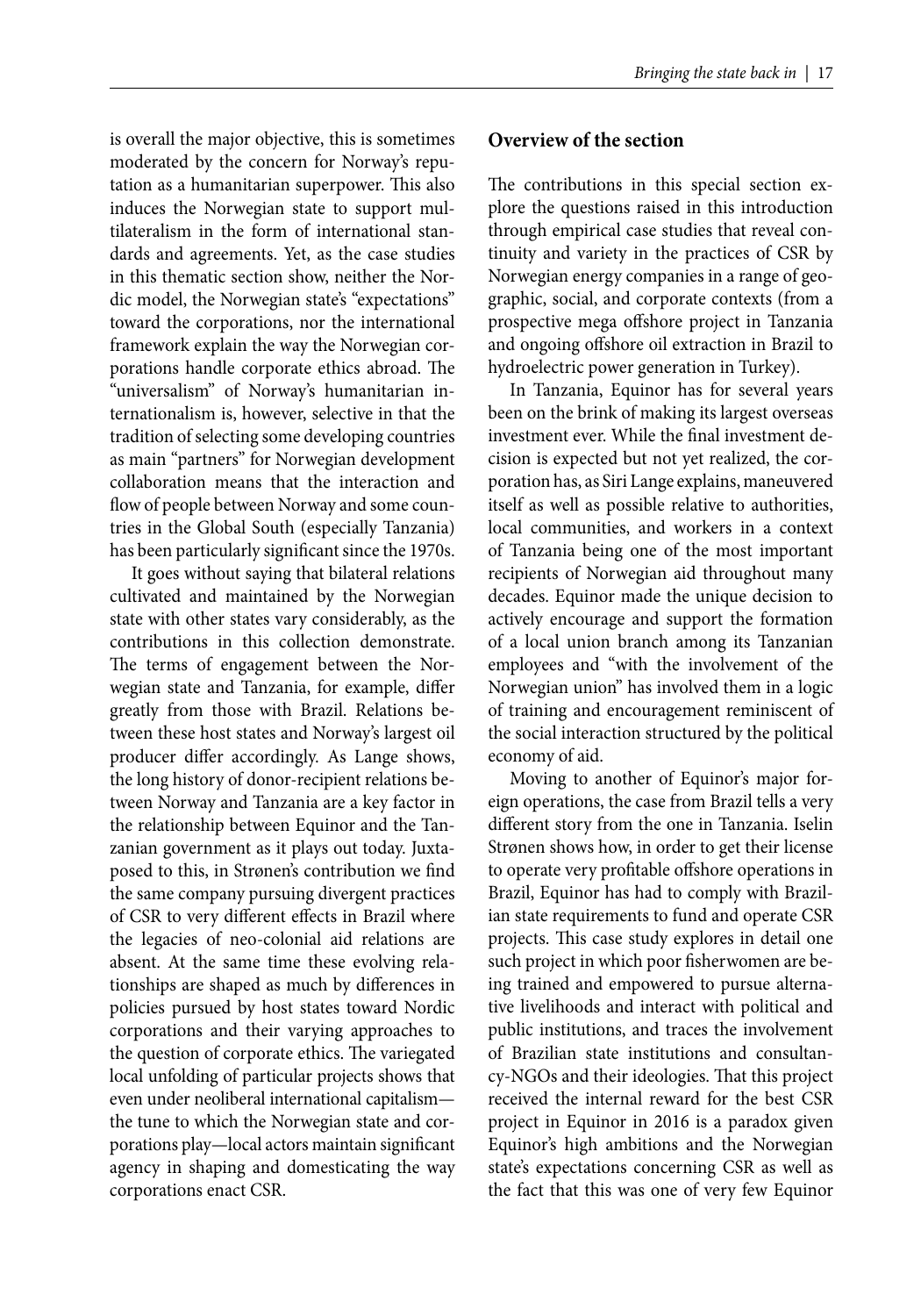is overall the major objective, this is sometimes moderated by the concern for Norway's reputation as a humanitarian superpower. This also induces the Norwegian state to support multilateralism in the form of international standards and agreements. Yet, as the case studies in this thematic section show, neither the Nordic model, the Norwegian state's "expectations" toward the corporations, nor the international framework explain the way the Norwegian corporations handle corporate ethics abroad. The "universalism" of Norway's humanitarian internationalism is, however, selective in that the tradition of selecting some developing countries as main "partners" for Norwegian development collaboration means that the interaction and flow of people between Norway and some countries in the Global South (especially Tanzania) has been particularly significant since the 1970s.

It goes without saying that bilateral relations cultivated and maintained by the Norwegian state with other states vary considerably, as the contributions in this collection demonstrate. The terms of engagement between the Norwegian state and Tanzania, for example, differ greatly from those with Brazil. Relations between these host states and Norway's largest oil producer differ accordingly. As Lange shows, the long history of donor-recipient relations between Norway and Tanzania are a key factor in the relationship between Equinor and the Tanzanian government as it plays out today. Juxtaposed to this, in Strønen's contribution we find the same company pursuing divergent practices of CSR to very different effects in Brazil where the legacies of neo-colonial aid relations are absent. At the same time these evolving relationships are shaped as much by differences in policies pursued by host states toward Nordic corporations and their varying approaches to the question of corporate ethics. The variegated local unfolding of particular projects shows that even under neoliberal international capitalism—the tune to which the Norwegian state and corporations play—local actors maintain significant agency in shaping and domesticating the way corporations enact CSR.

## Overview of the section

The contributions in this special section explore the questions raised in this introduction through empirical case studies that reveal continuity and variety in the practices of CSR by Norwegian energy companies in a range of geographic, social, and corporate contexts (from a prospective mega offshore project in Tanzania and ongoing offshore oil extraction in Brazil to hydroelectric power generation in Turkey).

In Tanzania, Equinor has for several years been on the brink of making its largest overseas investment ever. While the final investment decision is expected but not yet realized, the corporation has, as Siri Lange explains, maneuvered itself as well as possible relative to authorities, local communities, and workers in a context of Tanzania being one of the most important recipients of Norwegian aid throughout many decades. Equinor made the unique decision to actively encourage and support the formation of a local union branch among its Tanzanian employees and "with the involvement of the Norwegian union" has involved them in a logic of training and encouragement reminiscent of the social interaction structured by the political economy of aid.

Moving to another of Equinor's major foreign operations, the case from Brazil tells a very different story from the one in Tanzania. Iselin Strønen shows how, in order to get their license to operate very profitable offshore operations in Brazil, Equinor has had to comply with Brazilian state requirements to fund and operate CSR projects. This case study explores in detail one such project in which poor fisherwomen are being trained and empowered to pursue alternative livelihoods and interact with political and public institutions, and traces the involvement of Brazilian state institutions and consultancy-NGOs and their ideologies. That this project received the internal reward for the best CSR project in Equinor in 2016 is a paradox given Equinor's high ambitions and the Norwegian state's expectations concerning CSR as well as the fact that this was one of very few Equinor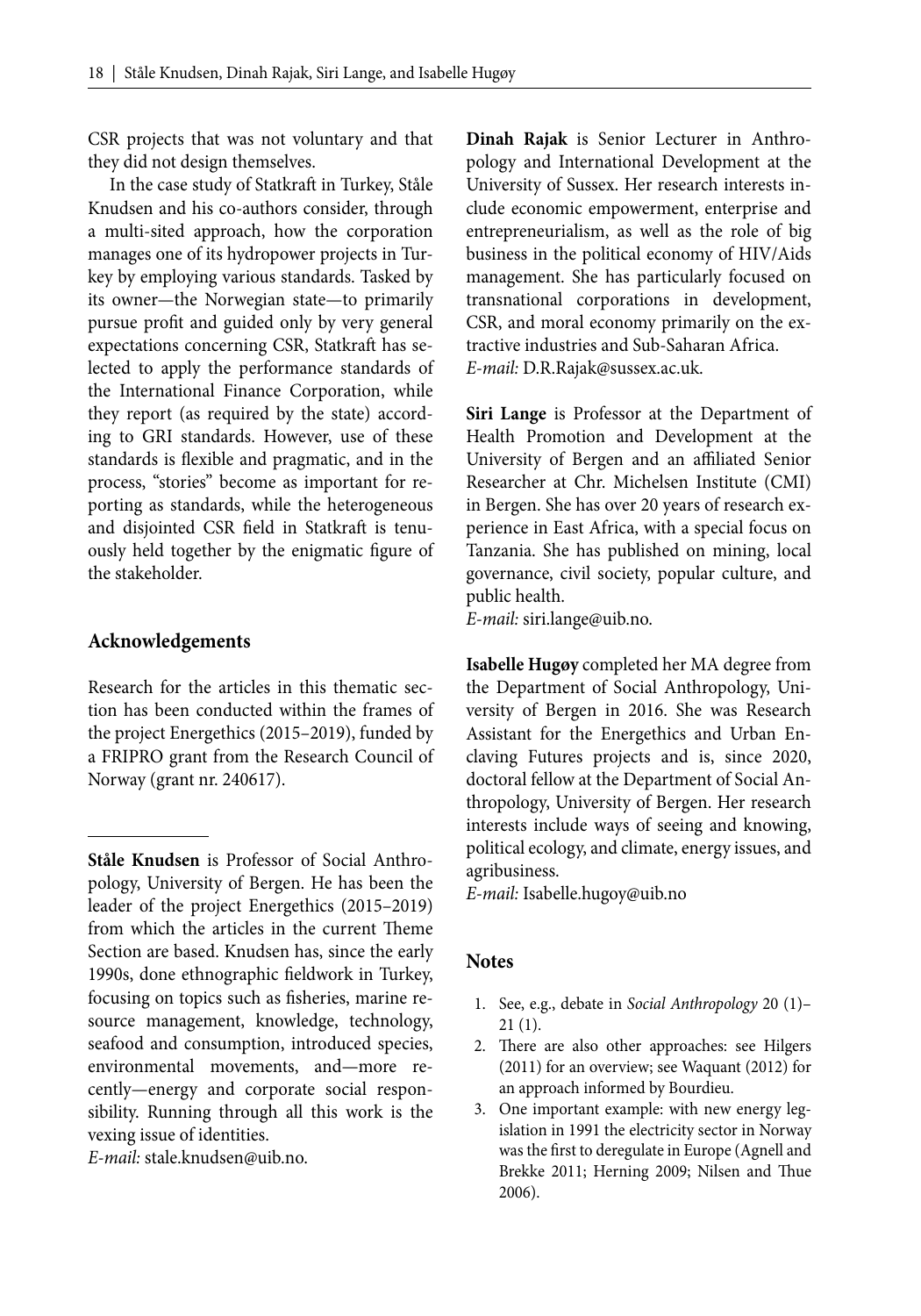CSR projects that was not voluntary and that they did not design themselves.

In the case study of Statkraft in Turkey, Ståle Knudsen and his co-authors consider, through a multi-sited approach, how the corporation manages one of its hydropower projects in Turkey by employing various standards. Tasked by its owner—the Norwegian state—to primarily pursue profit and guided only by very general expectations concerning CSR, Statkraft has selected to apply the performance standards of the International Finance Corporation, while they report (as required by the state) according to GRI standards. However, use of these standards is flexible and pragmatic, and in the process, "stories" become as important for reporting as standards, while the heterogeneous and disjointed CSR field in Statkraft is tenuously held together by the enigmatic figure of the stakeholder.

## Acknowledgements

Research for the articles in this thematic section has been conducted within the frames of the project Energethics (2015–2019), funded by a FRIPRO grant from the Research Council of Norway (grant nr. 240617).

---

**Ståle Knudsen** is Professor of Social Anthropology, University of Bergen. He has been the leader of the project Energethics (2015–2019) from which the articles in the current Theme Section are based. Knudsen has, since the early 1990s, done ethnographic fieldwork in Turkey, focusing on topics such as fisheries, marine resource management, knowledge, technology, seafood and consumption, introduced species, environmental movements, and—more recently—energy and corporate social responsibility. Running through all this work is the vexing issue of identities.
*E-mail:* stale.knudsen@uib.no.

**Dinah Rajak** is Senior Lecturer in Anthropology and International Development at the University of Sussex. Her research interests include economic empowerment, enterprise and entrepreneurialism, as well as the role of big business in the political economy of HIV/Aids management. She has particularly focused on transnational corporations in development, CSR, and moral economy primarily on the extractive industries and Sub-Saharan Africa.
*E-mail:* D.R.Rajak@sussex.ac.uk.

**Siri Lange** is Professor at the Department of Health Promotion and Development at the University of Bergen and an affiliated Senior Researcher at Chr. Michelsen Institute (CMI) in Bergen. She has over 20 years of research experience in East Africa, with a special focus on Tanzania. She has published on mining, local governance, civil society, popular culture, and public health.
*E-mail:* siri.lange@uib.no.

**Isabelle Hugøy** completed her MA degree from the Department of Social Anthropology, University of Bergen in 2016. She was Research Assistant for the Energethics and Urban Enclaving Futures projects and is, since 2020, doctoral fellow at the Department of Social Anthropology, University of Bergen. Her research interests include ways of seeing and knowing, political ecology, and climate, energy issues, and agribusiness.
*E-mail:* Isabelle.hugoy@uib.no

## Notes

1. See, e.g., debate in *Social Anthropology* 20 (1)–21 (1).
2. There are also other approaches: see Hilgers (2011) for an overview; see Waquant (2012) for an approach informed by Bourdieu.
3. One important example: with new energy legislation in 1991 the electricity sector in Norway was the first to deregulate in Europe (Agnell and Brekke 2011; Herning 2009; Nilsen and Thue 2006).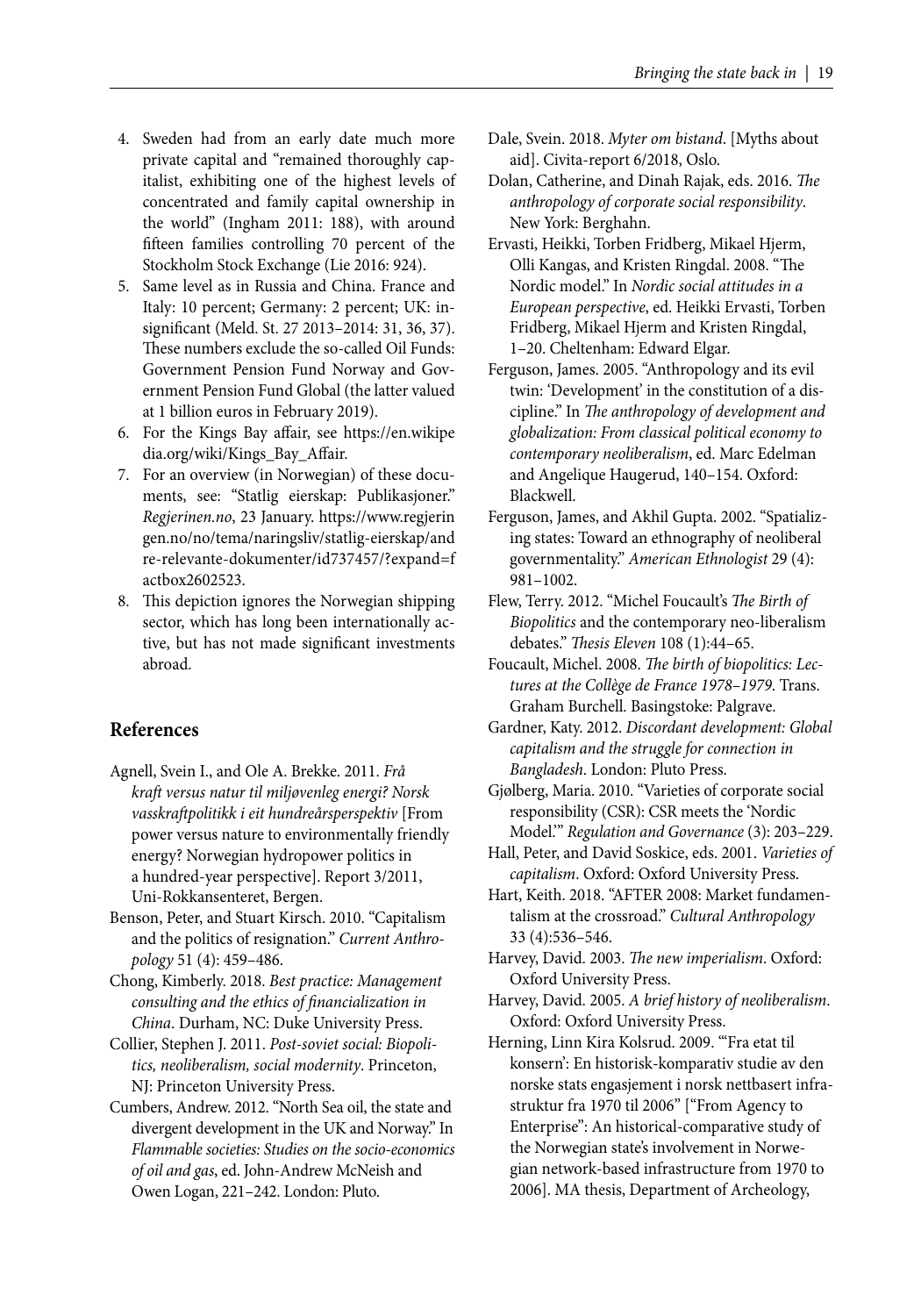4. Sweden had from an early date much more private capital and "remained thoroughly capitalist, exhibiting one of the highest levels of concentrated and family capital ownership in the world" (Ingham 2011: 188), with around fifteen families controlling 70 percent of the Stockholm Stock Exchange (Lie 2016: 924).
5. Same level as in Russia and China. France and Italy: 10 percent; Germany: 2 percent; UK: insignificant (Meld. St. 27 2013–2014: 31, 36, 37). These numbers exclude the so-called Oil Funds: Government Pension Fund Norway and Government Pension Fund Global (the latter valued at 1 billion euros in February 2019).
6. For the Kings Bay affair, see https://en.wikipedia.org/wiki/Kings_Bay_Affair.
7. For an overview (in Norwegian) of these documents, see: "Statlig eierskap: Publikasjoner." *Regjerinen.no*, 23 January. https://www.regjeringen.no/no/tema/naringsliv/statlig-eierskap/andre-relevante-dokumenter/id737457/?expand=factbox2602523.
8. This depiction ignores the Norwegian shipping sector, which has long been internationally active, but has not made significant investments abroad.

## References

Agnell, Svein I., and Ole A. Brekke. 2011. *Frå kraft versus natur til miljøvenleg energi? Norsk vasskraftpolitikk i eit hundreårsperspektiv* [From power versus nature to environmentally friendly energy? Norwegian hydropower politics in a hundred-year perspective]. Report 3/2011, Uni-Rokkansenteret, Bergen.

Benson, Peter, and Stuart Kirsch. 2010. "Capitalism and the politics of resignation." *Current Anthropology* 51 (4): 459–486.

Chong, Kimberly. 2018. *Best practice: Management consulting and the ethics of financialization in China*. Durham, NC: Duke University Press.

Collier, Stephen J. 2011. *Post-soviet social: Biopolitics, neoliberalism, social modernity*. Princeton, NJ: Princeton University Press.

Cumbers, Andrew. 2012. "North Sea oil, the state and divergent development in the UK and Norway." In *Flammable societies: Studies on the socio-economics of oil and gas*, ed. John-Andrew McNeish and Owen Logan, 221–242. London: Pluto.

Dale, Svein. 2018. *Myter om bistand*. [Myths about aid]. Civita-report 6/2018, Oslo.

Dolan, Catherine, and Dinah Rajak, eds. 2016. *The anthropology of corporate social responsibility*. New York: Berghahn.

Ervasti, Heikki, Torben Fridberg, Mikael Hjerm, Olli Kangas, and Kristen Ringdal. 2008. "The Nordic model." In *Nordic social attitudes in a European perspective*, ed. Heikki Ervasti, Torben Fridberg, Mikael Hjerm and Kristen Ringdal, 1–20. Cheltenham: Edward Elgar.

Ferguson, James. 2005. "Anthropology and its evil twin: 'Development' in the constitution of a discipline." In *The anthropology of development and globalization: From classical political economy to contemporary neoliberalism*, ed. Marc Edelman and Angelique Haugerud, 140–154. Oxford: Blackwell.

Ferguson, James, and Akhil Gupta. 2002. "Spatializing states: Toward an ethnography of neoliberal governmentality." *American Ethnologist* 29 (4): 981–1002.

Flew, Terry. 2012. "Michel Foucault's *The Birth of Biopolitics* and the contemporary neo-liberalism debates." *Thesis Eleven* 108 (1):44–65.

Foucault, Michel. 2008. *The birth of biopolitics: Lectures at the Collège de France 1978–1979*. Trans. Graham Burchell. Basingstoke: Palgrave.

Gardner, Katy. 2012. *Discordant development: Global capitalism and the struggle for connection in Bangladesh*. London: Pluto Press.

Gjølberg, Maria. 2010. "Varieties of corporate social responsibility (CSR): CSR meets the 'Nordic Model.'" *Regulation and Governance* (3): 203–229.

Hall, Peter, and David Soskice, eds. 2001. *Varieties of capitalism*. Oxford: Oxford University Press.

Hart, Keith. 2018. "AFTER 2008: Market fundamentalism at the crossroad." *Cultural Anthropology* 33 (4):536–546.

Harvey, David. 2003. *The new imperialism*. Oxford: Oxford University Press.

Harvey, David. 2005. *A brief history of neoliberalism*. Oxford: Oxford University Press.

Herning, Linn Kira Kolsrud. 2009. "'Fra etat til konsern': En historisk-komparativ studie av den norske stats engasjement i norsk nettbasert infrastruktur fra 1970 til 2006" ["From Agency to Enterprise": An historical-comparative study of the Norwegian state's involvement in Norwegian network-based infrastructure from 1970 to 2006]. MA thesis, Department of Archeology,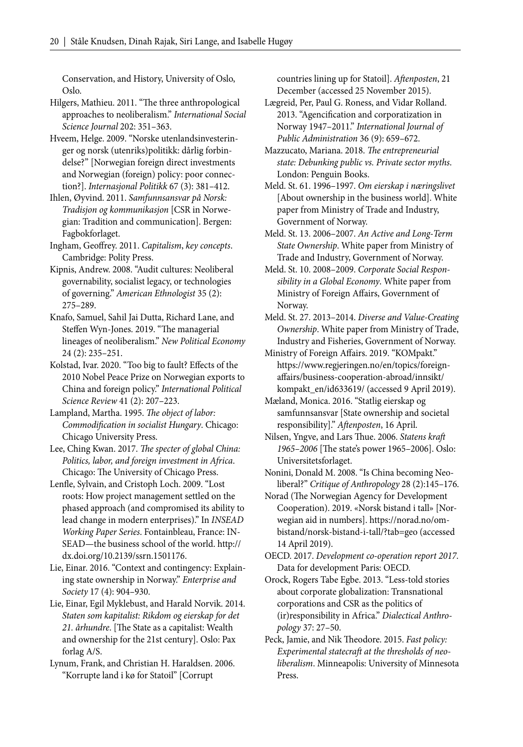Conservation, and History, University of Oslo, Oslo.

Hilgers, Mathieu. 2011. "The three anthropological approaches to neoliberalism." *International Social Science Journal* 202: 351–363.

Hveem, Helge. 2009. "Norske utenlandsinvesteringer og norsk (utenriks)politikk: dårlig forbindelse?" [Norwegian foreign direct investments and Norwegian (foreign) policy: poor connection?]. *Internasjonal Politikk* 67 (3): 381–412.

Ihlen, Øyvind. 2011. *Samfunnsansvar på Norsk: Tradisjon og kommunikasjon* [CSR in Norwegian: Tradition and communication]. Bergen: Fagbokforlaget.

Ingham, Geoffrey. 2011. *Capitalism, key concepts*. Cambridge: Polity Press.

Kipnis, Andrew. 2008. "Audit cultures: Neoliberal governability, socialist legacy, or technologies of governing." *American Ethnologist* 35 (2): 275–289.

Knafo, Samuel, Sahil Jai Dutta, Richard Lane, and Steffen Wyn-Jones. 2019. "The managerial lineages of neoliberalism." *New Political Economy* 24 (2): 235–251.

Kolstad, Ivar. 2020. "Too big to fault? Effects of the 2010 Nobel Peace Prize on Norwegian exports to China and foreign policy." *International Political Science Review* 41 (2): 207–223.

Lampland, Martha. 1995. *The object of labor: Commodification in socialist Hungary*. Chicago: Chicago University Press.

Lee, Ching Kwan. 2017. *The specter of global China: Politics, labor, and foreign investment in Africa*. Chicago: The University of Chicago Press.

Lenfle, Sylvain, and Cristoph Loch. 2009. "Lost roots: How project management settled on the phased approach (and compromised its ability to lead change in modern enterprises)." In *INSEAD Working Paper Series*. Fontainbleau, France: INSEAD—the business school of the world. http://dx.doi.org/10.2139/ssrn.1501176.

Lie, Einar. 2016. "Context and contingency: Explaining state ownership in Norway." *Enterprise and Society* 17 (4): 904–930.

Lie, Einar, Egil Myklebust, and Harald Norvik. 2014. *Staten som kapitalist: Rikdom og eierskap for det 21. århundre*. [The State as a capitalist: Wealth and ownership for the 21st century]. Oslo: Pax forlag A/S.

Lynum, Frank, and Christian H. Haraldsen. 2006. "Korrupte land i kø for Statoil" [Corrupt countries lining up for Statoil]. *Aftenposten*, 21 December (accessed 25 November 2015).

Lægreid, Per, Paul G. Roness, and Vidar Rolland. 2013. "Agencification and corporatization in Norway 1947–2011." *International Journal of Public Administration* 36 (9): 659–672.

Mazzucato, Mariana. 2018. *The entrepreneurial state: Debunking public vs. Private sector myths*. London: Penguin Books.

Meld. St. 61. 1996–1997. *Om eierskap i næringslivet* [About ownership in the business world]. White paper from Ministry of Trade and Industry, Government of Norway.

Meld. St. 13. 2006–2007. *An Active and Long-Term State Ownership*. White paper from Ministry of Trade and Industry, Government of Norway.

Meld. St. 10. 2008–2009. *Corporate Social Responsibility in a Global Economy*. White paper from Ministry of Foreign Affairs, Government of Norway.

Meld. St. 27. 2013–2014. *Diverse and Value-Creating Ownership*. White paper from Ministry of Trade, Industry and Fisheries, Government of Norway.

Ministry of Foreign Affairs. 2019. "KOMpakt." https://www.regjeringen.no/en/topics/foreign-affairs/business-cooperation-abroad/innsikt/kompakt_en/id633619/ (accessed 9 April 2019).

Mæland, Monica. 2016. "Statlig eierskap og samfunnsansvar [State ownership and societal responsibility]." *Aftenposten*, 16 April.

Nilsen, Yngve, and Lars Thue. 2006. *Statens kraft 1965–2006* [The state's power 1965–2006]. Oslo: Universitetsforlaget.

Nonini, Donald M. 2008. "Is China becoming Neoliberal?" *Critique of Anthropology* 28 (2):145–176.

Norad (The Norwegian Agency for Development Cooperation). 2019. «Norsk bistand i tall» [Norwegian aid in numbers]. https://norad.no/om-bistand/norsk-bistand-i-tall/?tab=geo (accessed 14 April 2019).

OECD. 2017. *Development co-operation report 2017*. Data for development Paris: OECD.

Orock, Rogers Tabe Egbe. 2013. "Less-told stories about corporate globalization: Transnational corporations and CSR as the politics of (ir)responsibility in Africa." *Dialectical Anthropology* 37: 27–50.

Peck, Jamie, and Nik Theodore. 2015. *Fast policy: Experimental statecraft at the thresholds of neoliberalism*. Minneapolis: University of Minnesota Press.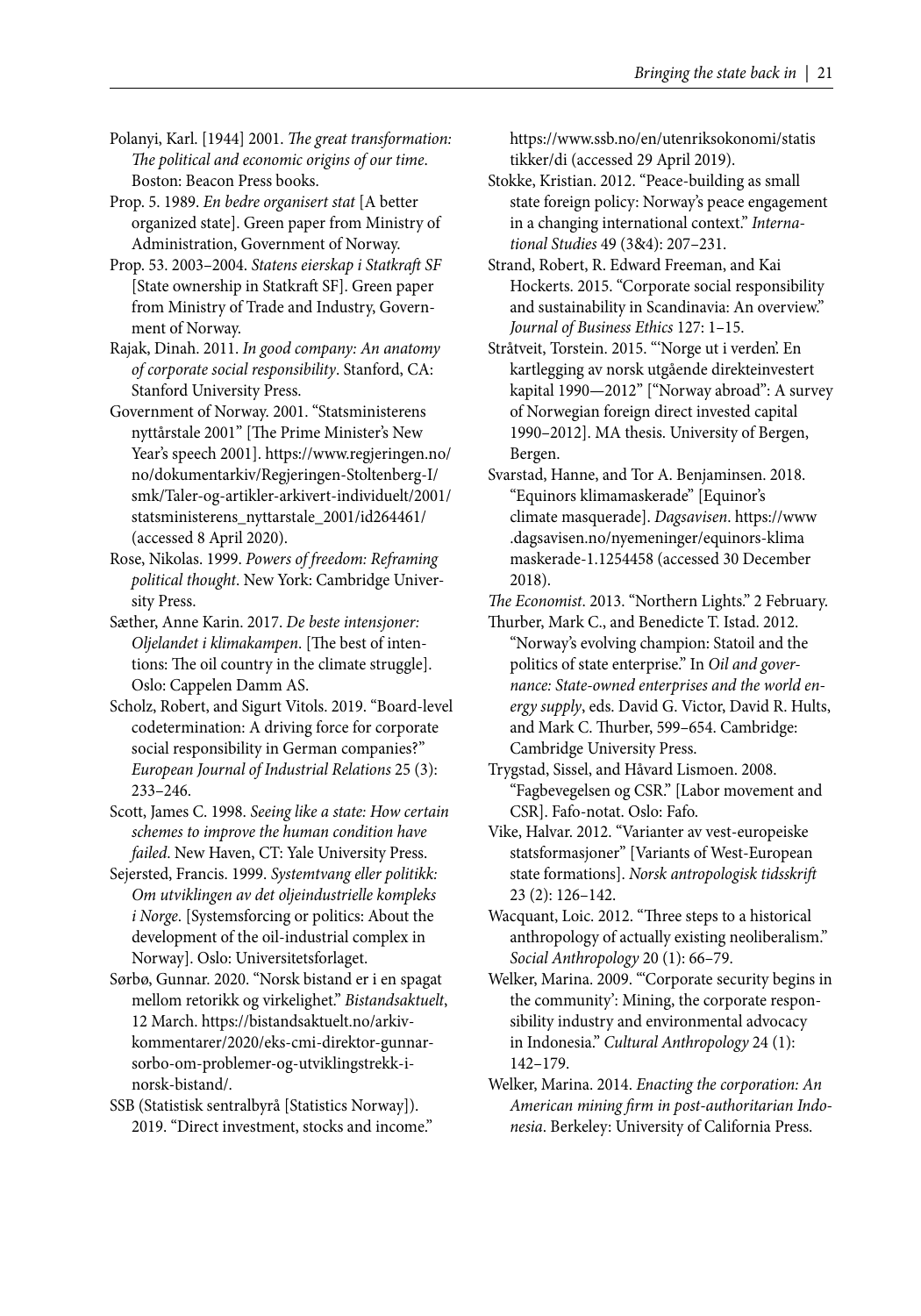Polanyi, Karl. [1944] 2001. *The great transformation: The political and economic origins of our time*. Boston: Beacon Press books.

Prop. 5. 1989. *En bedre organisert stat* [A better organized state]. Green paper from Ministry of Administration, Government of Norway.

Prop. 53. 2003–2004. *Statens eierskap i Statkraft SF* [State ownership in Statkraft SF]. Green paper from Ministry of Trade and Industry, Government of Norway.

Rajak, Dinah. 2011. *In good company: An anatomy of corporate social responsibility*. Stanford, CA: Stanford University Press.

Government of Norway. 2001. "Statsministerens nyttårstale 2001" [The Prime Minister's New Year's speech 2001]. https://www.regjeringen.no/no/dokumentarkiv/Regjeringen-Stoltenberg-I/smk/Taler-og-artikler-arkivert-individuelt/2001/statsministerens_nyttarstale_2001/id264461/ (accessed 8 April 2020).

Rose, Nikolas. 1999. *Powers of freedom: Reframing political thought*. New York: Cambridge University Press.

Sæther, Anne Karin. 2017. *De beste intensjoner: Oljelandet i klimakampen*. [The best of intentions: The oil country in the climate struggle]. Oslo: Cappelen Damm AS.

Scholz, Robert, and Sigurt Vitols. 2019. "Board-level codetermination: A driving force for corporate social responsibility in German companies?" *European Journal of Industrial Relations* 25 (3): 233–246.

Scott, James C. 1998. *Seeing like a state: How certain schemes to improve the human condition have failed*. New Haven, CT: Yale University Press.

Sejersted, Francis. 1999. *Systemtvang eller politikk: Om utviklingen av det oljeindustrielle kompleks i Norge*. [Systemsforcing or politics: About the development of the oil-industrial complex in Norway]. Oslo: Universitetsforlaget.

Sørbø, Gunnar. 2020. "Norsk bistand er i en spagat mellom retorikk og virkelighet." *Bistandsaktuelt*, 12 March. https://bistandsaktuelt.no/arkiv-kommentarer/2020/eks-cmi-direktor-gunnar-sorbo-om-problemer-og-utviklingstrekk-i-norsk-bistand/.

SSB (Statistisk sentralbyrå [Statistics Norway]). 2019. "Direct investment, stocks and income." https://www.ssb.no/en/utenriksokonomi/statistikker/di (accessed 29 April 2019).

Stokke, Kristian. 2012. "Peace-building as small state foreign policy: Norway's peace engagement in a changing international context." *International Studies* 49 (3&4): 207–231.

Strand, Robert, R. Edward Freeman, and Kai Hockerts. 2015. "Corporate social responsibility and sustainability in Scandinavia: An overview." *Journal of Business Ethics* 127: 1–15.

Stråtveit, Torstein. 2015. "'Norge ut i verden'. En kartlegging av norsk utgående direkteinvestert kapital 1990—2012" ["Norway abroad": A survey of Norwegian foreign direct invested capital 1990–2012]. MA thesis. University of Bergen, Bergen.

Svarstad, Hanne, and Tor A. Benjaminsen. 2018. "Equinors klimamaskerade" [Equinor's climate masquerade]. *Dagsavisen*. https://www.dagsavisen.no/nyemeninger/equinors-klimamaskerade-1.1254458 (accessed 30 December 2018).

*The Economist*. 2013. "Northern Lights." 2 February.

Thurber, Mark C., and Benedicte T. Istad. 2012. "Norway's evolving champion: Statoil and the politics of state enterprise." In *Oil and governance: State-owned enterprises and the world energy supply*, eds. David G. Victor, David R. Hults, and Mark C. Thurber, 599–654. Cambridge: Cambridge University Press.

Trygstad, Sissel, and Håvard Lismoen. 2008. "Fagbevegelsen og CSR." [Labor movement and CSR]. Fafo-notat. Oslo: Fafo.

Vike, Halvar. 2012. "Varianter av vest-europeiske statsformasjoner" [Variants of West-European state formations]. *Norsk antropologisk tidsskrift* 23 (2): 126–142.

Wacquant, Loic. 2012. "Three steps to a historical anthropology of actually existing neoliberalism." *Social Anthropology* 20 (1): 66–79.

Welker, Marina. 2009. "'Corporate security begins in the community': Mining, the corporate responsibility industry and environmental advocacy in Indonesia." *Cultural Anthropology* 24 (1): 142–179.

Welker, Marina. 2014. *Enacting the corporation: An American mining firm in post-authoritarian Indonesia*. Berkeley: University of California Press.